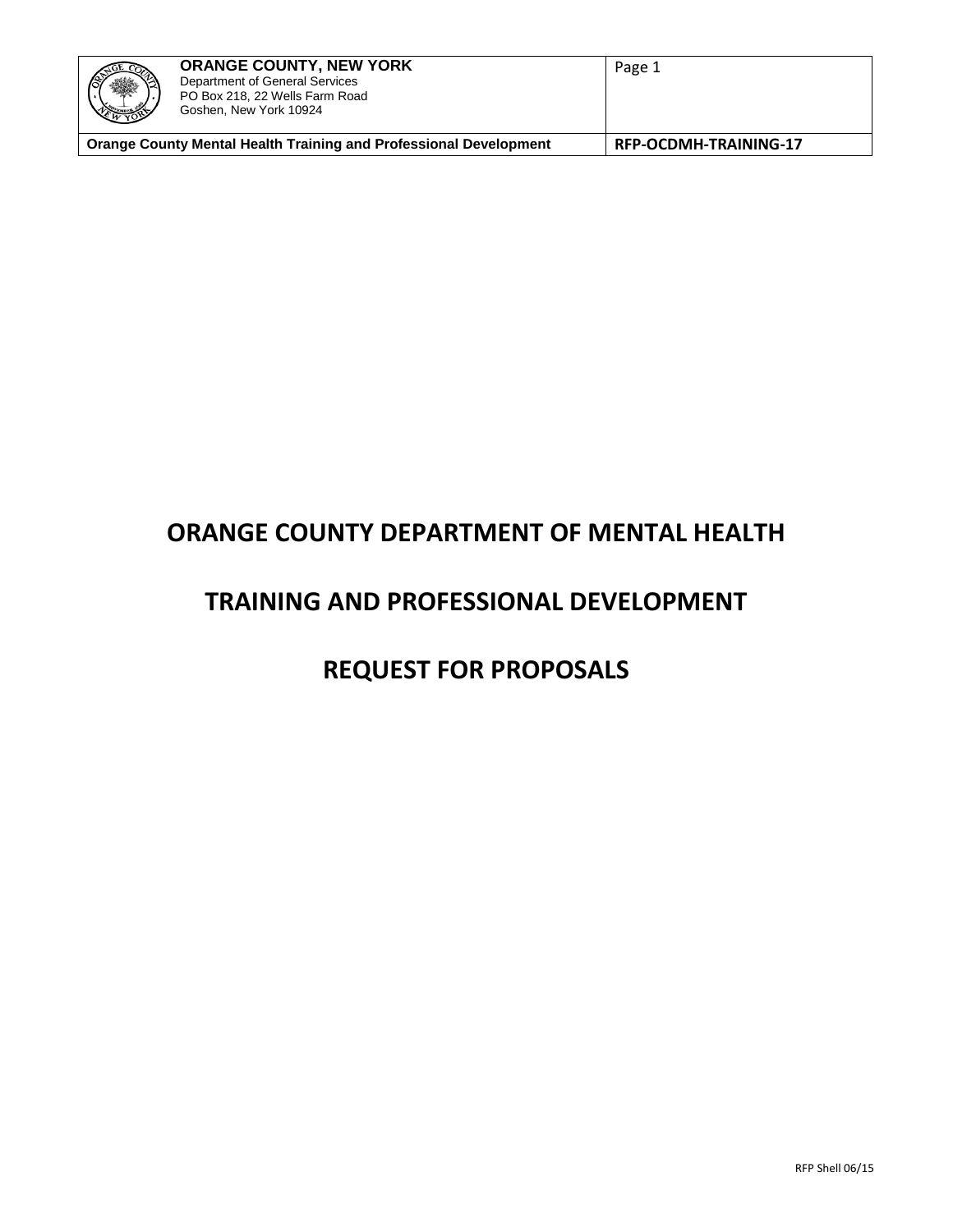# ORANGE COUNTY DEPARTMENT OF MENTAL HEALTH

# TRAINING AND PROFESSIONAL DEVELOPMENT

# REQUEST FOR PROPOSALS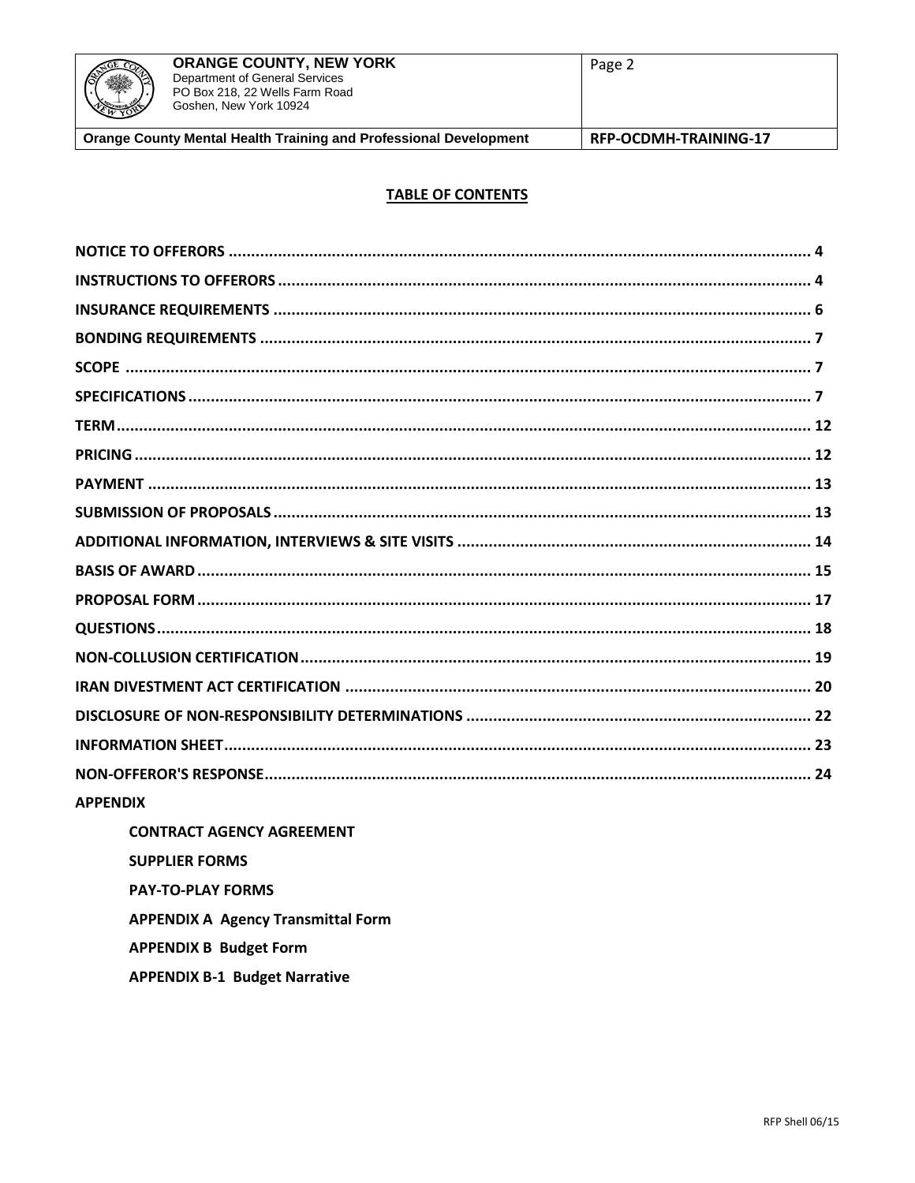## TABLE OF CONTENTS

| | |
|---|---|
| **NOTICE TO OFFERORS** | **4** |
| **INSTRUCTIONS TO OFFERORS** | **4** |
| **INSURANCE REQUIREMENTS** | **6** |
| **BONDING REQUIREMENTS** | **7** |
| **SCOPE** | **7** |
| **SPECIFICATIONS** | **7** |
| **TERM** | **12** |
| **PRICING** | **12** |
| **PAYMENT** | **13** |
| **SUBMISSION OF PROPOSALS** | **13** |
| **ADDITIONAL INFORMATION, INTERVIEWS & SITE VISITS** | **14** |
| **BASIS OF AWARD** | **15** |
| **PROPOSAL FORM** | **17** |
| **QUESTIONS** | **18** |
| **NON-COLLUSION CERTIFICATION** | **19** |
| **IRAN DIVESTMENT ACT CERTIFICATION** | **20** |
| **DISCLOSURE OF NON-RESPONSIBILITY DETERMINATIONS** | **22** |
| **INFORMATION SHEET** | **23** |
| **NON-OFFEROR'S RESPONSE** | **24** |

**APPENDIX**

- **CONTRACT AGENCY AGREEMENT**
- **SUPPLIER FORMS**
- **PAY-TO-PLAY FORMS**
- **APPENDIX A Agency Transmittal Form**
- **APPENDIX B Budget Form**
- **APPENDIX B-1 Budget Narrative**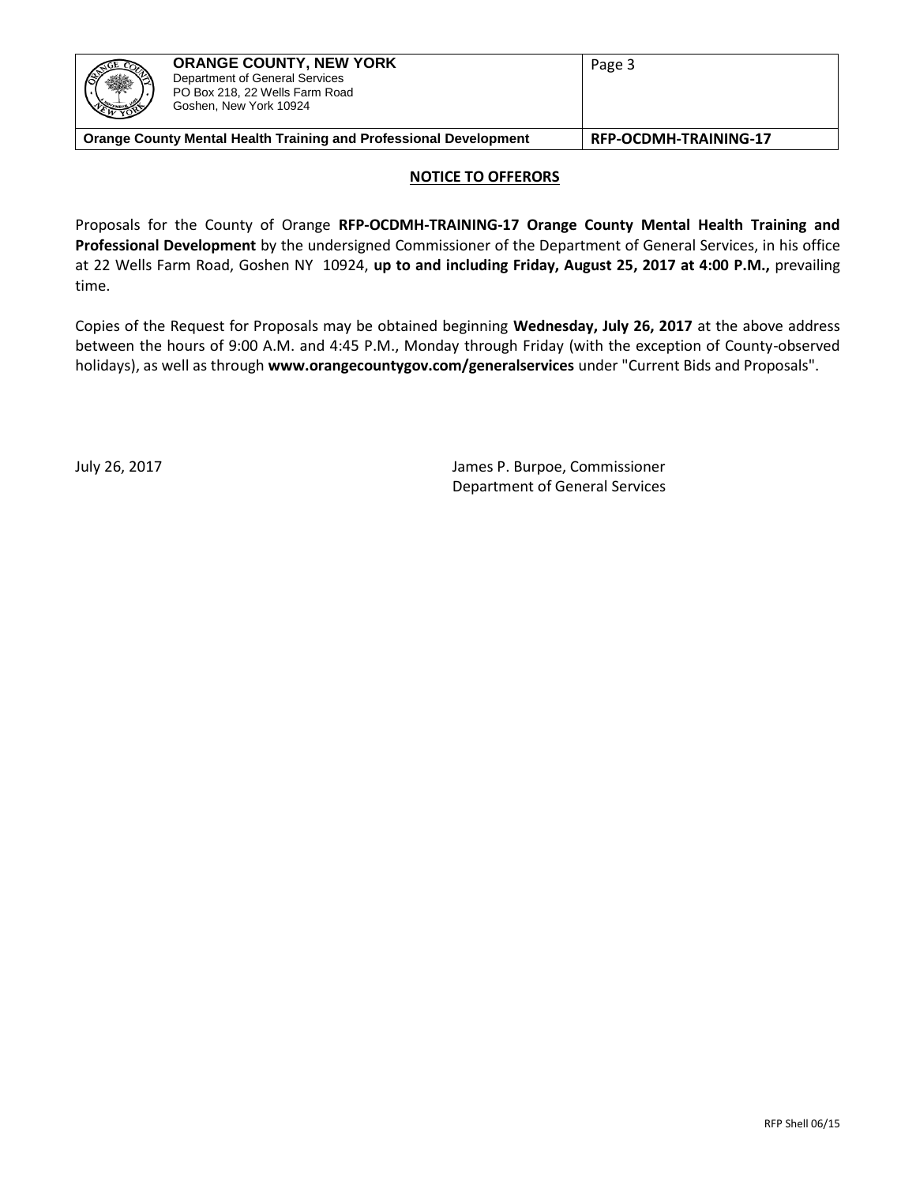## NOTICE TO OFFERORS

Proposals for the County of Orange **RFP-OCDMH-TRAINING-17 Orange County Mental Health Training and Professional Development** by the undersigned Commissioner of the Department of General Services, in his office at 22 Wells Farm Road, Goshen NY 10924, **up to and including Friday, August 25, 2017 at 4:00 P.M.,** prevailing time.

Copies of the Request for Proposals may be obtained beginning **Wednesday, July 26, 2017** at the above address between the hours of 9:00 A.M. and 4:45 P.M., Monday through Friday (with the exception of County-observed holidays), as well as through **www.orangecountygov.com/generalservices** under "Current Bids and Proposals".

July 26, 2017

James P. Burpoe, Commissioner
Department of General Services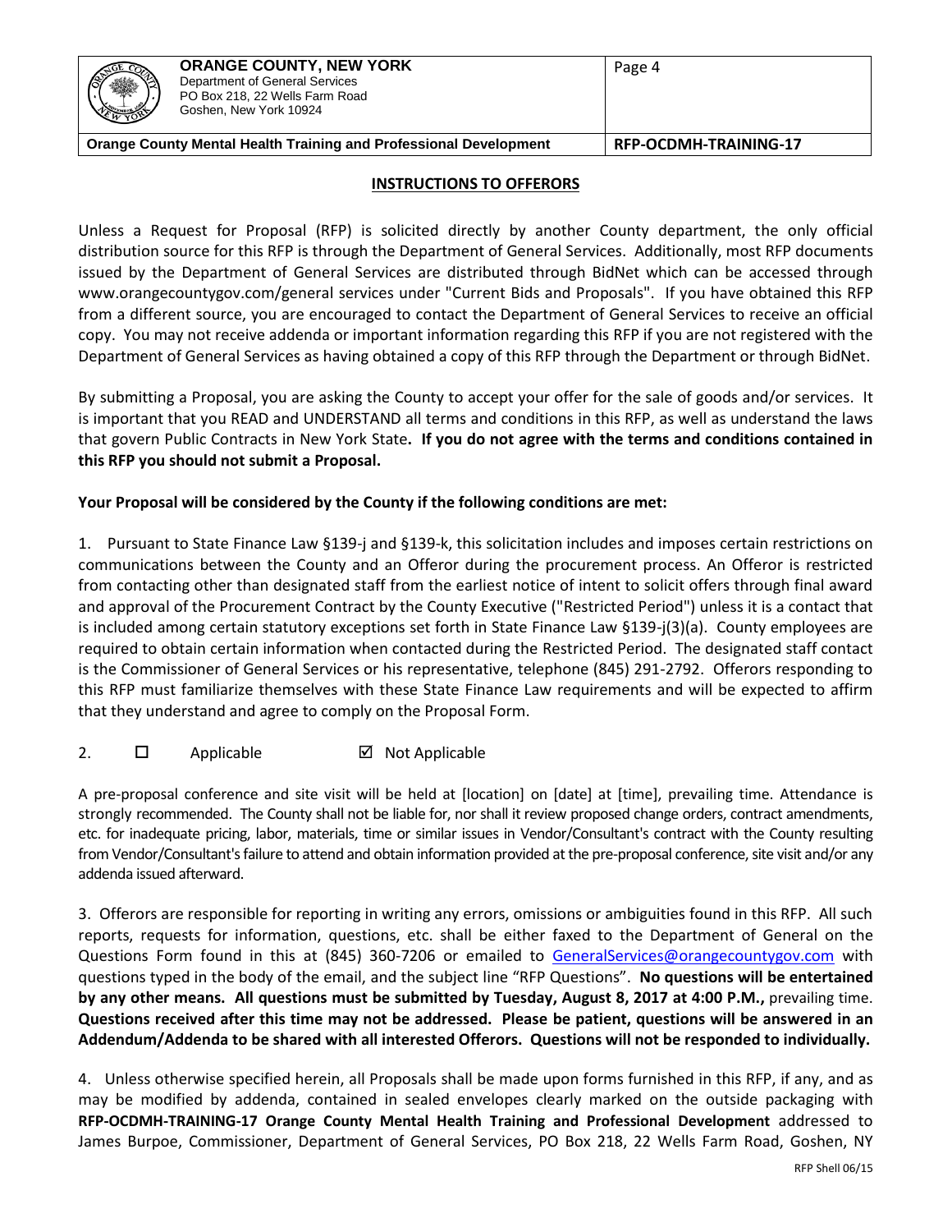## INSTRUCTIONS TO OFFERORS

Unless a Request for Proposal (RFP) is solicited directly by another County department, the only official distribution source for this RFP is through the Department of General Services. Additionally, most RFP documents issued by the Department of General Services are distributed through BidNet which can be accessed through www.orangecountygov.com/general services under "Current Bids and Proposals". If you have obtained this RFP from a different source, you are encouraged to contact the Department of General Services to receive an official copy. You may not receive addenda or important information regarding this RFP if you are not registered with the Department of General Services as having obtained a copy of this RFP through the Department or through BidNet.

By submitting a Proposal, you are asking the County to accept your offer for the sale of goods and/or services. It is important that you READ and UNDERSTAND all terms and conditions in this RFP, as well as understand the laws that govern Public Contracts in New York State. **If you do not agree with the terms and conditions contained in this RFP you should not submit a Proposal.**

**Your Proposal will be considered by the County if the following conditions are met:**

1. Pursuant to State Finance Law §139-j and §139-k, this solicitation includes and imposes certain restrictions on communications between the County and an Offeror during the procurement process. An Offeror is restricted from contacting other than designated staff from the earliest notice of intent to solicit offers through final award and approval of the Procurement Contract by the County Executive ("Restricted Period") unless it is a contact that is included among certain statutory exceptions set forth in State Finance Law §139-j(3)(a). County employees are required to obtain certain information when contacted during the Restricted Period. The designated staff contact is the Commissioner of General Services or his representative, telephone (845) 291-2792. Offerors responding to this RFP must familiarize themselves with these State Finance Law requirements and will be expected to affirm that they understand and agree to comply on the Proposal Form.

2. ☐ Applicable ☑ Not Applicable

A pre-proposal conference and site visit will be held at [location] on [date] at [time], prevailing time. Attendance is strongly recommended. The County shall not be liable for, nor shall it review proposed change orders, contract amendments, etc. for inadequate pricing, labor, materials, time or similar issues in Vendor/Consultant's contract with the County resulting from Vendor/Consultant's failure to attend and obtain information provided at the pre-proposal conference, site visit and/or any addenda issued afterward.

3. Offerors are responsible for reporting in writing any errors, omissions or ambiguities found in this RFP. All such reports, requests for information, questions, etc. shall be either faxed to the Department of General on the Questions Form found in this at (845) 360-7206 or emailed to GeneralServices@orangecountygov.com with questions typed in the body of the email, and the subject line "RFP Questions". **No questions will be entertained by any other means. All questions must be submitted by Tuesday, August 8, 2017 at 4:00 P.M.,** prevailing time. **Questions received after this time may not be addressed. Please be patient, questions will be answered in an Addendum/Addenda to be shared with all interested Offerors. Questions will not be responded to individually.**

4. Unless otherwise specified herein, all Proposals shall be made upon forms furnished in this RFP, if any, and as may be modified by addenda, contained in sealed envelopes clearly marked on the outside packaging with **RFP-OCDMH-TRAINING-17 Orange County Mental Health Training and Professional Development** addressed to James Burpoe, Commissioner, Department of General Services, PO Box 218, 22 Wells Farm Road, Goshen, NY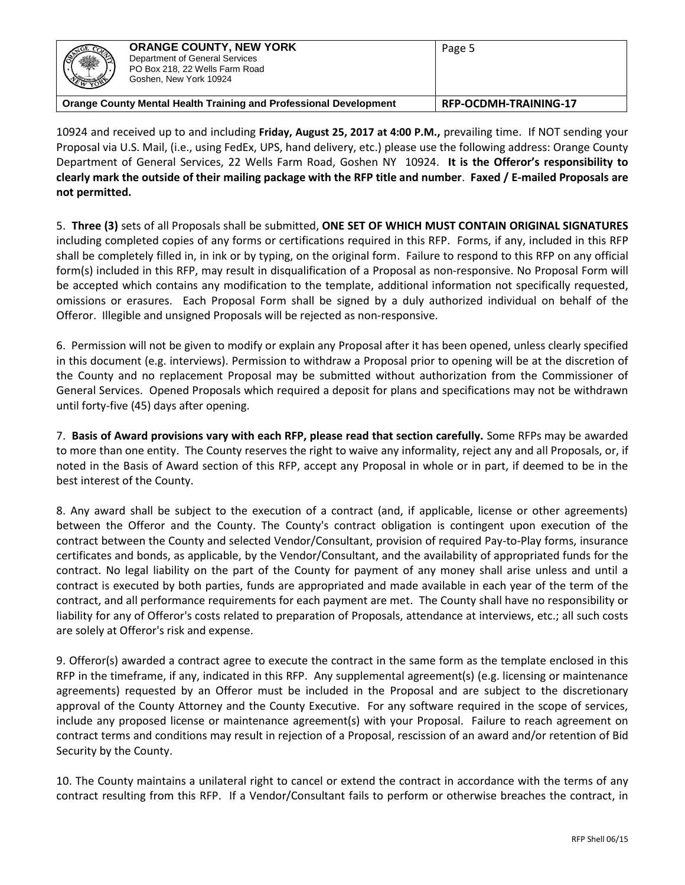10924 and received up to and including **Friday, August 25, 2017 at 4:00 P.M.,** prevailing time. If NOT sending your Proposal via U.S. Mail, (i.e., using FedEx, UPS, hand delivery, etc.) please use the following address: Orange County Department of General Services, 22 Wells Farm Road, Goshen NY 10924. **It is the Offeror's responsibility to clearly mark the outside of their mailing package with the RFP title and number**. **Faxed / E-mailed Proposals are not permitted.**

5. **Three (3)** sets of all Proposals shall be submitted, **ONE SET OF WHICH MUST CONTAIN ORIGINAL SIGNATURES** including completed copies of any forms or certifications required in this RFP. Forms, if any, included in this RFP shall be completely filled in, in ink or by typing, on the original form. Failure to respond to this RFP on any official form(s) included in this RFP, may result in disqualification of a Proposal as non-responsive. No Proposal Form will be accepted which contains any modification to the template, additional information not specifically requested, omissions or erasures. Each Proposal Form shall be signed by a duly authorized individual on behalf of the Offeror. Illegible and unsigned Proposals will be rejected as non-responsive.

6. Permission will not be given to modify or explain any Proposal after it has been opened, unless clearly specified in this document (e.g. interviews). Permission to withdraw a Proposal prior to opening will be at the discretion of the County and no replacement Proposal may be submitted without authorization from the Commissioner of General Services. Opened Proposals which required a deposit for plans and specifications may not be withdrawn until forty-five (45) days after opening.

7. **Basis of Award provisions vary with each RFP, please read that section carefully.** Some RFPs may be awarded to more than one entity. The County reserves the right to waive any informality, reject any and all Proposals, or, if noted in the Basis of Award section of this RFP, accept any Proposal in whole or in part, if deemed to be in the best interest of the County.

8. Any award shall be subject to the execution of a contract (and, if applicable, license or other agreements) between the Offeror and the County. The County's contract obligation is contingent upon execution of the contract between the County and selected Vendor/Consultant, provision of required Pay-to-Play forms, insurance certificates and bonds, as applicable, by the Vendor/Consultant, and the availability of appropriated funds for the contract. No legal liability on the part of the County for payment of any money shall arise unless and until a contract is executed by both parties, funds are appropriated and made available in each year of the term of the contract, and all performance requirements for each payment are met. The County shall have no responsibility or liability for any of Offeror's costs related to preparation of Proposals, attendance at interviews, etc.; all such costs are solely at Offeror's risk and expense.

9. Offeror(s) awarded a contract agree to execute the contract in the same form as the template enclosed in this RFP in the timeframe, if any, indicated in this RFP. Any supplemental agreement(s) (e.g. licensing or maintenance agreements) requested by an Offeror must be included in the Proposal and are subject to the discretionary approval of the County Attorney and the County Executive. For any software required in the scope of services, include any proposed license or maintenance agreement(s) with your Proposal. Failure to reach agreement on contract terms and conditions may result in rejection of a Proposal, rescission of an award and/or retention of Bid Security by the County.

10. The County maintains a unilateral right to cancel or extend the contract in accordance with the terms of any contract resulting from this RFP. If a Vendor/Consultant fails to perform or otherwise breaches the contract, in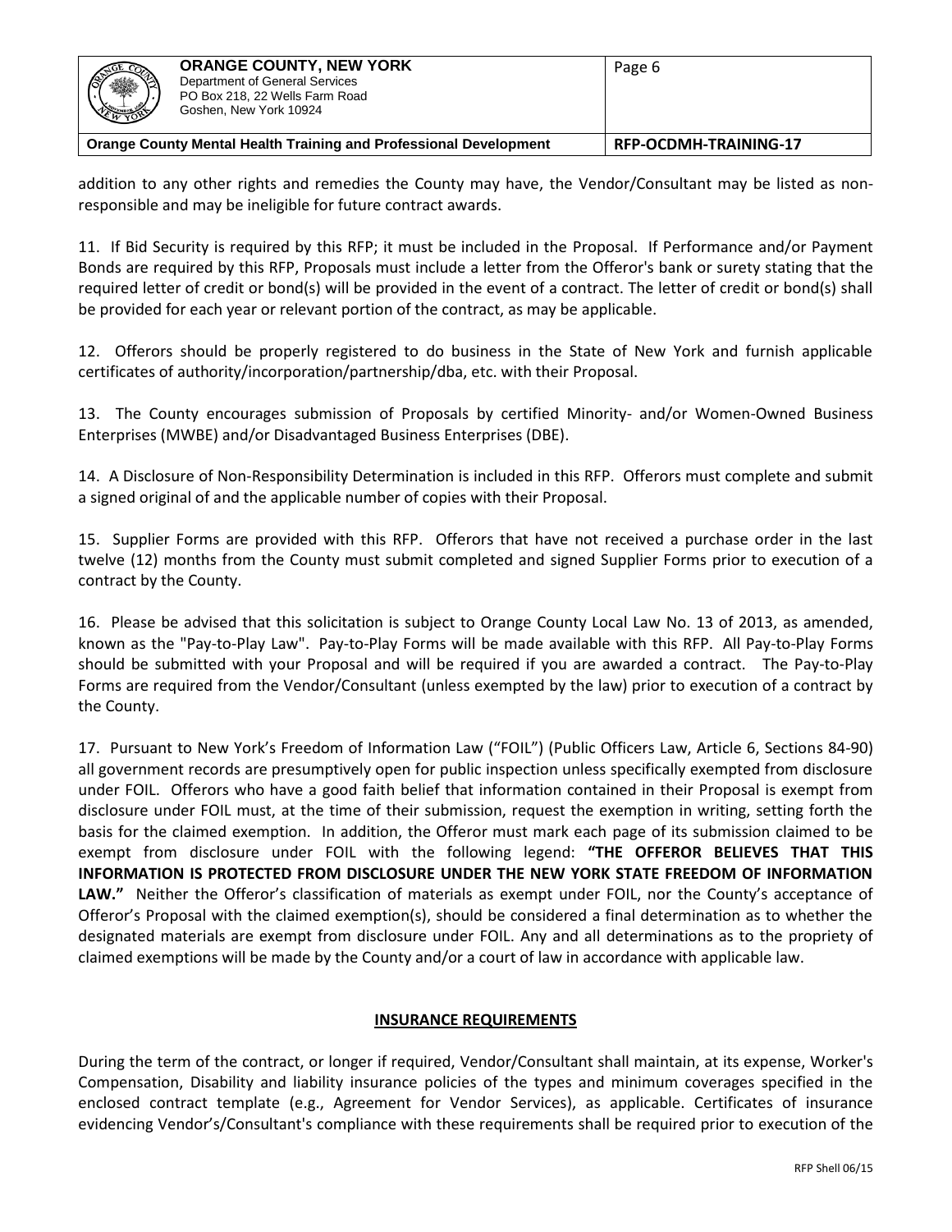addition to any other rights and remedies the County may have, the Vendor/Consultant may be listed as non-responsible and may be ineligible for future contract awards.

11. If Bid Security is required by this RFP; it must be included in the Proposal. If Performance and/or Payment Bonds are required by this RFP, Proposals must include a letter from the Offeror's bank or surety stating that the required letter of credit or bond(s) will be provided in the event of a contract. The letter of credit or bond(s) shall be provided for each year or relevant portion of the contract, as may be applicable.

12. Offerors should be properly registered to do business in the State of New York and furnish applicable certificates of authority/incorporation/partnership/dba, etc. with their Proposal.

13. The County encourages submission of Proposals by certified Minority- and/or Women-Owned Business Enterprises (MWBE) and/or Disadvantaged Business Enterprises (DBE).

14. A Disclosure of Non-Responsibility Determination is included in this RFP. Offerors must complete and submit a signed original of and the applicable number of copies with their Proposal.

15. Supplier Forms are provided with this RFP. Offerors that have not received a purchase order in the last twelve (12) months from the County must submit completed and signed Supplier Forms prior to execution of a contract by the County.

16. Please be advised that this solicitation is subject to Orange County Local Law No. 13 of 2013, as amended, known as the "Pay-to-Play Law". Pay-to-Play Forms will be made available with this RFP. All Pay-to-Play Forms should be submitted with your Proposal and will be required if you are awarded a contract. The Pay-to-Play Forms are required from the Vendor/Consultant (unless exempted by the law) prior to execution of a contract by the County.

17. Pursuant to New York's Freedom of Information Law ("FOIL") (Public Officers Law, Article 6, Sections 84-90) all government records are presumptively open for public inspection unless specifically exempted from disclosure under FOIL. Offerors who have a good faith belief that information contained in their Proposal is exempt from disclosure under FOIL must, at the time of their submission, request the exemption in writing, setting forth the basis for the claimed exemption. In addition, the Offeror must mark each page of its submission claimed to be exempt from disclosure under FOIL with the following legend: **"THE OFFEROR BELIEVES THAT THIS INFORMATION IS PROTECTED FROM DISCLOSURE UNDER THE NEW YORK STATE FREEDOM OF INFORMATION LAW."** Neither the Offeror's classification of materials as exempt under FOIL, nor the County's acceptance of Offeror's Proposal with the claimed exemption(s), should be considered a final determination as to whether the designated materials are exempt from disclosure under FOIL. Any and all determinations as to the propriety of claimed exemptions will be made by the County and/or a court of law in accordance with applicable law.

## INSURANCE REQUIREMENTS

During the term of the contract, or longer if required, Vendor/Consultant shall maintain, at its expense, Worker's Compensation, Disability and liability insurance policies of the types and minimum coverages specified in the enclosed contract template (e.g., Agreement for Vendor Services), as applicable. Certificates of insurance evidencing Vendor's/Consultant's compliance with these requirements shall be required prior to execution of the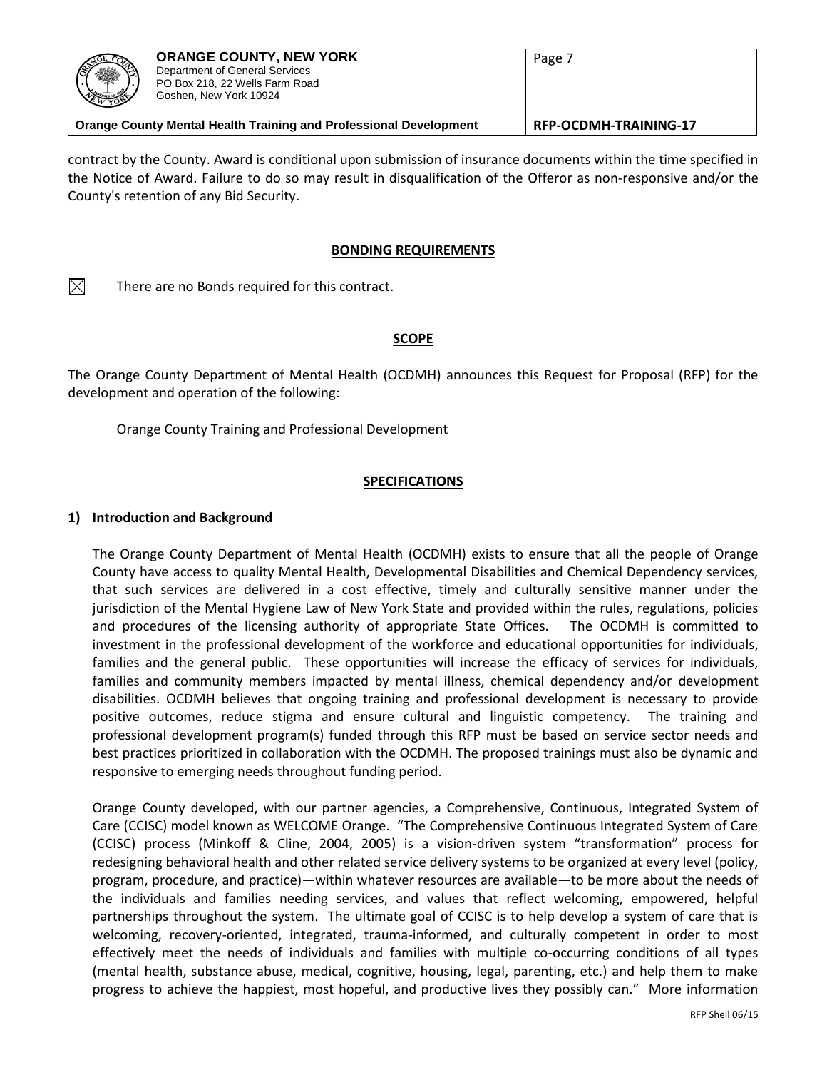contract by the County. Award is conditional upon submission of insurance documents within the time specified in the Notice of Award. Failure to do so may result in disqualification of the Offeror as non-responsive and/or the County's retention of any Bid Security.

## BONDING REQUIREMENTS

☒ There are no Bonds required for this contract.

## SCOPE

The Orange County Department of Mental Health (OCDMH) announces this Request for Proposal (RFP) for the development and operation of the following:

Orange County Training and Professional Development

## SPECIFICATIONS

### 1) Introduction and Background

The Orange County Department of Mental Health (OCDMH) exists to ensure that all the people of Orange County have access to quality Mental Health, Developmental Disabilities and Chemical Dependency services, that such services are delivered in a cost effective, timely and culturally sensitive manner under the jurisdiction of the Mental Hygiene Law of New York State and provided within the rules, regulations, policies and procedures of the licensing authority of appropriate State Offices. The OCDMH is committed to investment in the professional development of the workforce and educational opportunities for individuals, families and the general public. These opportunities will increase the efficacy of services for individuals, families and community members impacted by mental illness, chemical dependency and/or development disabilities. OCDMH believes that ongoing training and professional development is necessary to provide positive outcomes, reduce stigma and ensure cultural and linguistic competency. The training and professional development program(s) funded through this RFP must be based on service sector needs and best practices prioritized in collaboration with the OCDMH. The proposed trainings must also be dynamic and responsive to emerging needs throughout funding period.

Orange County developed, with our partner agencies, a Comprehensive, Continuous, Integrated System of Care (CCISC) model known as WELCOME Orange. "The Comprehensive Continuous Integrated System of Care (CCISC) process (Minkoff & Cline, 2004, 2005) is a vision-driven system "transformation" process for redesigning behavioral health and other related service delivery systems to be organized at every level (policy, program, procedure, and practice)—within whatever resources are available—to be more about the needs of the individuals and families needing services, and values that reflect welcoming, empowered, helpful partnerships throughout the system. The ultimate goal of CCISC is to help develop a system of care that is welcoming, recovery-oriented, integrated, trauma-informed, and culturally competent in order to most effectively meet the needs of individuals and families with multiple co-occurring conditions of all types (mental health, substance abuse, medical, cognitive, housing, legal, parenting, etc.) and help them to make progress to achieve the happiest, most hopeful, and productive lives they possibly can." More information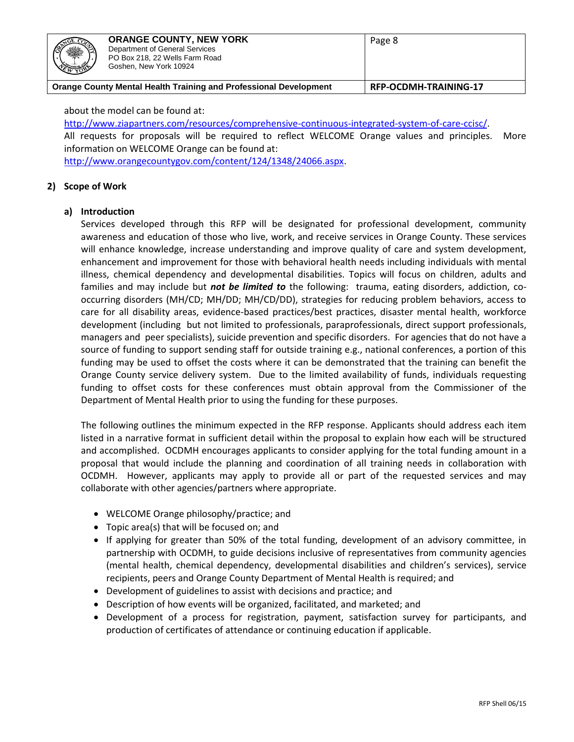about the model can be found at:
http://www.ziapartners.com/resources/comprehensive-continuous-integrated-system-of-care-ccisc/.
All requests for proposals will be required to reflect WELCOME Orange values and principles. More information on WELCOME Orange can be found at:
http://www.orangecountygov.com/content/124/1348/24066.aspx.

## 2) Scope of Work

### a) Introduction

Services developed through this RFP will be designated for professional development, community awareness and education of those who live, work, and receive services in Orange County. These services will enhance knowledge, increase understanding and improve quality of care and system development, enhancement and improvement for those with behavioral health needs including individuals with mental illness, chemical dependency and developmental disabilities. Topics will focus on children, adults and families and may include but ***not be limited to*** the following: trauma, eating disorders, addiction, co-occurring disorders (MH/CD; MH/DD; MH/CD/DD), strategies for reducing problem behaviors, access to care for all disability areas, evidence-based practices/best practices, disaster mental health, workforce development (including but not limited to professionals, paraprofessionals, direct support professionals, managers and peer specialists), suicide prevention and specific disorders. For agencies that do not have a source of funding to support sending staff for outside training e.g., national conferences, a portion of this funding may be used to offset the costs where it can be demonstrated that the training can benefit the Orange County service delivery system. Due to the limited availability of funds, individuals requesting funding to offset costs for these conferences must obtain approval from the Commissioner of the Department of Mental Health prior to using the funding for these purposes.

The following outlines the minimum expected in the RFP response. Applicants should address each item listed in a narrative format in sufficient detail within the proposal to explain how each will be structured and accomplished. OCDMH encourages applicants to consider applying for the total funding amount in a proposal that would include the planning and coordination of all training needs in collaboration with OCDMH. However, applicants may apply to provide all or part of the requested services and may collaborate with other agencies/partners where appropriate.

- WELCOME Orange philosophy/practice; and
- Topic area(s) that will be focused on; and
- If applying for greater than 50% of the total funding, development of an advisory committee, in partnership with OCDMH, to guide decisions inclusive of representatives from community agencies (mental health, chemical dependency, developmental disabilities and children's services), service recipients, peers and Orange County Department of Mental Health is required; and
- Development of guidelines to assist with decisions and practice; and
- Description of how events will be organized, facilitated, and marketed; and
- Development of a process for registration, payment, satisfaction survey for participants, and production of certificates of attendance or continuing education if applicable.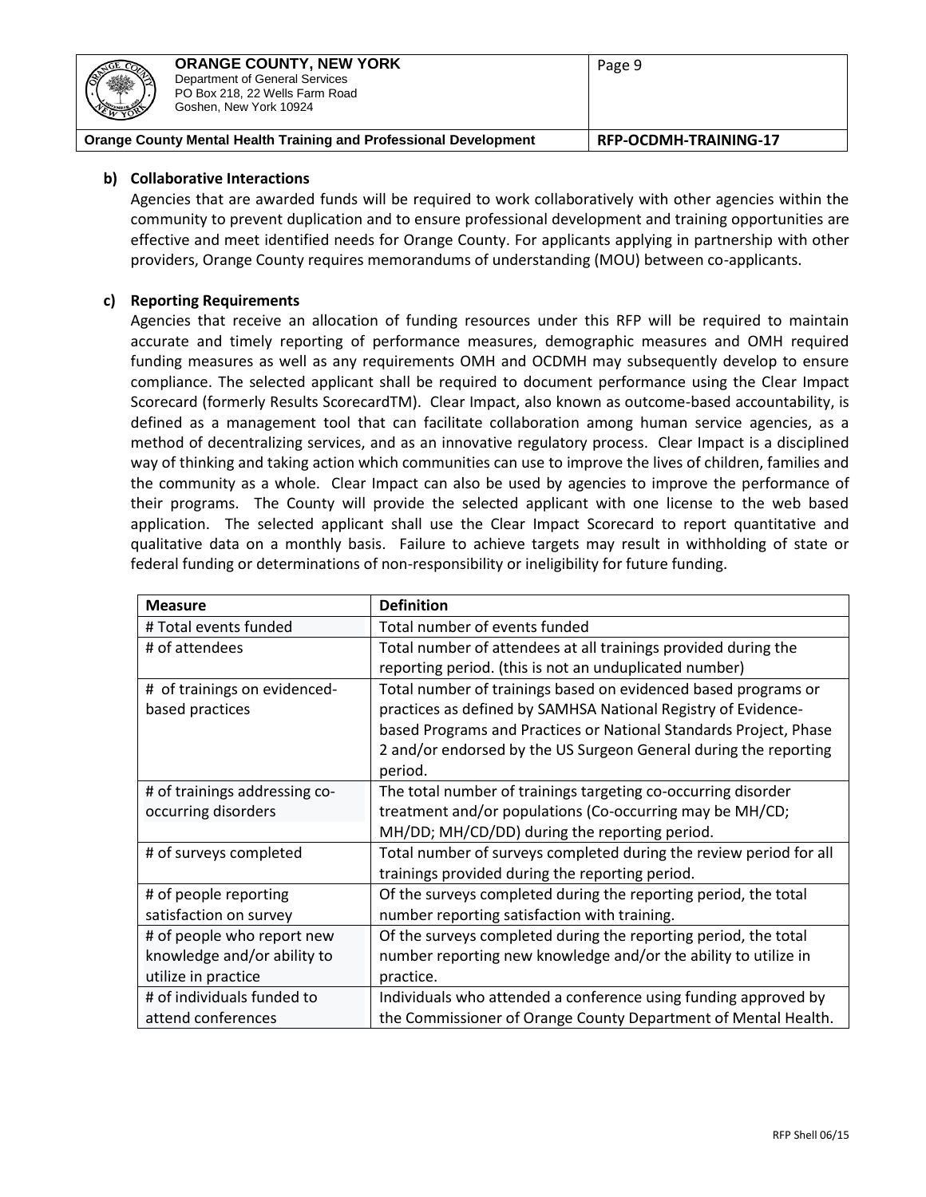**b) Collaborative Interactions**

Agencies that are awarded funds will be required to work collaboratively with other agencies within the community to prevent duplication and to ensure professional development and training opportunities are effective and meet identified needs for Orange County. For applicants applying in partnership with other providers, Orange County requires memorandums of understanding (MOU) between co-applicants.

**c) Reporting Requirements**

Agencies that receive an allocation of funding resources under this RFP will be required to maintain accurate and timely reporting of performance measures, demographic measures and OMH required funding measures as well as any requirements OMH and OCDMH may subsequently develop to ensure compliance. The selected applicant shall be required to document performance using the Clear Impact Scorecard (formerly Results ScorecardTM). Clear Impact, also known as outcome-based accountability, is defined as a management tool that can facilitate collaboration among human service agencies, as a method of decentralizing services, and as an innovative regulatory process. Clear Impact is a disciplined way of thinking and taking action which communities can use to improve the lives of children, families and the community as a whole. Clear Impact can also be used by agencies to improve the performance of their programs. The County will provide the selected applicant with one license to the web based application. The selected applicant shall use the Clear Impact Scorecard to report quantitative and qualitative data on a monthly basis. Failure to achieve targets may result in withholding of state or federal funding or determinations of non-responsibility or ineligibility for future funding.

| Measure | Definition |
|---|---|
| # Total events funded | Total number of events funded |
| # of attendees | Total number of attendees at all trainings provided during the reporting period. (this is not an unduplicated number) |
| # of trainings on evidenced-based practices | Total number of trainings based on evidenced based programs or practices as defined by SAMHSA National Registry of Evidence-based Programs and Practices or National Standards Project, Phase 2 and/or endorsed by the US Surgeon General during the reporting period. |
| # of trainings addressing co-occurring disorders | The total number of trainings targeting co-occurring disorder treatment and/or populations (Co-occurring may be MH/CD; MH/DD; MH/CD/DD) during the reporting period. |
| # of surveys completed | Total number of surveys completed during the review period for all trainings provided during the reporting period. |
| # of people reporting satisfaction on survey | Of the surveys completed during the reporting period, the total number reporting satisfaction with training. |
| # of people who report new knowledge and/or ability to utilize in practice | Of the surveys completed during the reporting period, the total number reporting new knowledge and/or the ability to utilize in practice. |
| # of individuals funded to attend conferences | Individuals who attended a conference using funding approved by the Commissioner of Orange County Department of Mental Health. |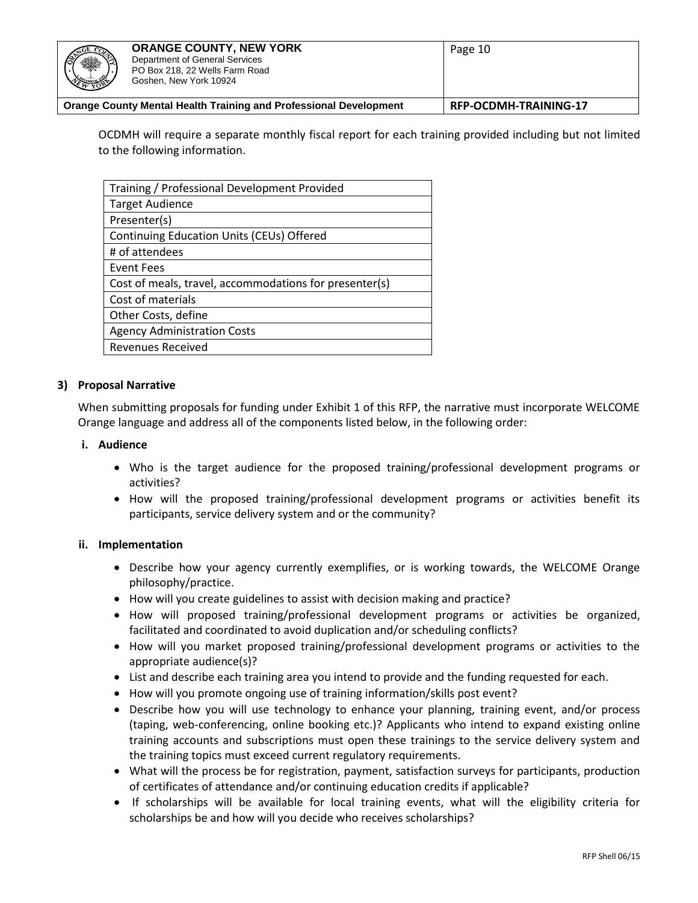OCDMH will require a separate monthly fiscal report for each training provided including but not limited to the following information.

| Training / Professional Development Provided |
|---|
| Target Audience |
| Presenter(s) |
| Continuing Education Units (CEUs) Offered |
| # of attendees |
| Event Fees |
| Cost of meals, travel, accommodations for presenter(s) |
| Cost of materials |
| Other Costs, define |
| Agency Administration Costs |
| Revenues Received |

### 3) Proposal Narrative

When submitting proposals for funding under Exhibit 1 of this RFP, the narrative must incorporate WELCOME Orange language and address all of the components listed below, in the following order:

#### i. Audience

- Who is the target audience for the proposed training/professional development programs or activities?
- How will the proposed training/professional development programs or activities benefit its participants, service delivery system and or the community?

#### ii. Implementation

- Describe how your agency currently exemplifies, or is working towards, the WELCOME Orange philosophy/practice.
- How will you create guidelines to assist with decision making and practice?
- How will proposed training/professional development programs or activities be organized, facilitated and coordinated to avoid duplication and/or scheduling conflicts?
- How will you market proposed training/professional development programs or activities to the appropriate audience(s)?
- List and describe each training area you intend to provide and the funding requested for each.
- How will you promote ongoing use of training information/skills post event?
- Describe how you will use technology to enhance your planning, training event, and/or process (taping, web-conferencing, online booking etc.)? Applicants who intend to expand existing online training accounts and subscriptions must open these trainings to the service delivery system and the training topics must exceed current regulatory requirements.
- What will the process be for registration, payment, satisfaction surveys for participants, production of certificates of attendance and/or continuing education credits if applicable?
- If scholarships will be available for local training events, what will the eligibility criteria for scholarships be and how will you decide who receives scholarships?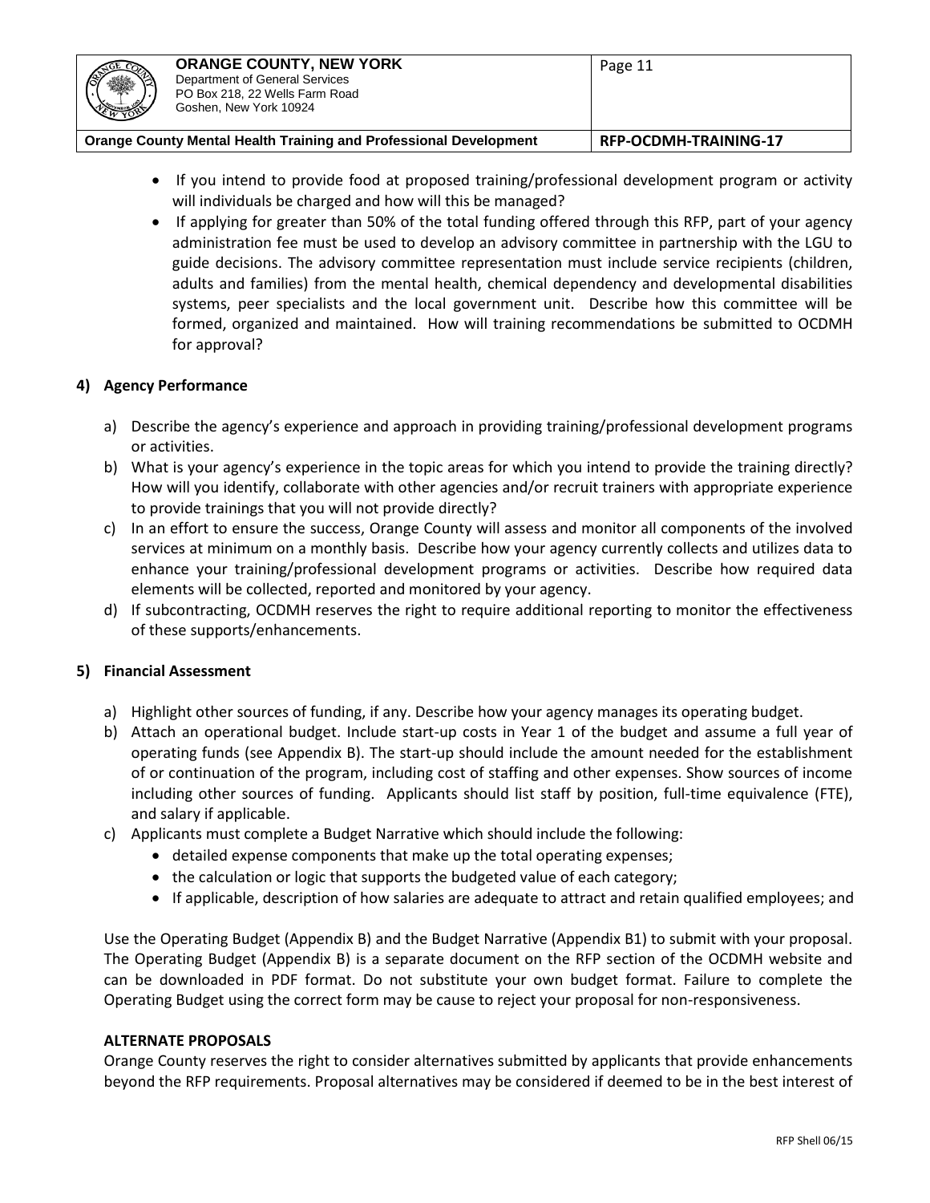- If you intend to provide food at proposed training/professional development program or activity will individuals be charged and how will this be managed?
- If applying for greater than 50% of the total funding offered through this RFP, part of your agency administration fee must be used to develop an advisory committee in partnership with the LGU to guide decisions. The advisory committee representation must include service recipients (children, adults and families) from the mental health, chemical dependency and developmental disabilities systems, peer specialists and the local government unit. Describe how this committee will be formed, organized and maintained. How will training recommendations be submitted to OCDMH for approval?

## 4) Agency Performance

a) Describe the agency's experience and approach in providing training/professional development programs or activities.

b) What is your agency's experience in the topic areas for which you intend to provide the training directly? How will you identify, collaborate with other agencies and/or recruit trainers with appropriate experience to provide trainings that you will not provide directly?

c) In an effort to ensure the success, Orange County will assess and monitor all components of the involved services at minimum on a monthly basis. Describe how your agency currently collects and utilizes data to enhance your training/professional development programs or activities. Describe how required data elements will be collected, reported and monitored by your agency.

d) If subcontracting, OCDMH reserves the right to require additional reporting to monitor the effectiveness of these supports/enhancements.

## 5) Financial Assessment

a) Highlight other sources of funding, if any. Describe how your agency manages its operating budget.

b) Attach an operational budget. Include start-up costs in Year 1 of the budget and assume a full year of operating funds (see Appendix B). The start-up should include the amount needed for the establishment of or continuation of the program, including cost of staffing and other expenses. Show sources of income including other sources of funding. Applicants should list staff by position, full-time equivalence (FTE), and salary if applicable.

c) Applicants must complete a Budget Narrative which should include the following:
   - detailed expense components that make up the total operating expenses;
   - the calculation or logic that supports the budgeted value of each category;
   - If applicable, description of how salaries are adequate to attract and retain qualified employees; and

Use the Operating Budget (Appendix B) and the Budget Narrative (Appendix B1) to submit with your proposal. The Operating Budget (Appendix B) is a separate document on the RFP section of the OCDMH website and can be downloaded in PDF format. Do not substitute your own budget format. Failure to complete the Operating Budget using the correct form may be cause to reject your proposal for non-responsiveness.

**ALTERNATE PROPOSALS**

Orange County reserves the right to consider alternatives submitted by applicants that provide enhancements beyond the RFP requirements. Proposal alternatives may be considered if deemed to be in the best interest of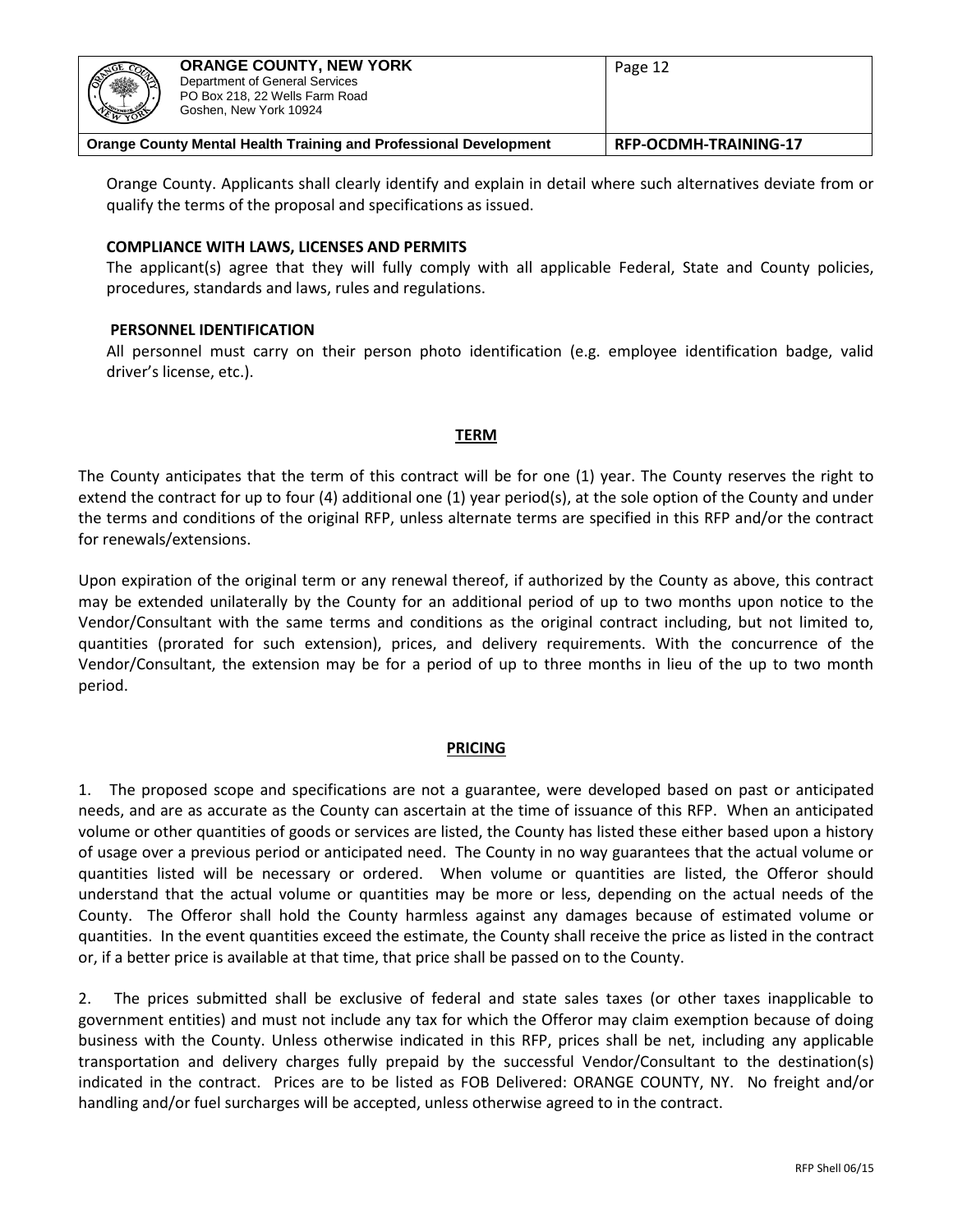Orange County. Applicants shall clearly identify and explain in detail where such alternatives deviate from or qualify the terms of the proposal and specifications as issued.

**COMPLIANCE WITH LAWS, LICENSES AND PERMITS**

The applicant(s) agree that they will fully comply with all applicable Federal, State and County policies, procedures, standards and laws, rules and regulations.

**PERSONNEL IDENTIFICATION**

All personnel must carry on their person photo identification (e.g. employee identification badge, valid driver's license, etc.).

## TERM

The County anticipates that the term of this contract will be for one (1) year. The County reserves the right to extend the contract for up to four (4) additional one (1) year period(s), at the sole option of the County and under the terms and conditions of the original RFP, unless alternate terms are specified in this RFP and/or the contract for renewals/extensions.

Upon expiration of the original term or any renewal thereof, if authorized by the County as above, this contract may be extended unilaterally by the County for an additional period of up to two months upon notice to the Vendor/Consultant with the same terms and conditions as the original contract including, but not limited to, quantities (prorated for such extension), prices, and delivery requirements. With the concurrence of the Vendor/Consultant, the extension may be for a period of up to three months in lieu of the up to two month period.

## PRICING

1. The proposed scope and specifications are not a guarantee, were developed based on past or anticipated needs, and are as accurate as the County can ascertain at the time of issuance of this RFP. When an anticipated volume or other quantities of goods or services are listed, the County has listed these either based upon a history of usage over a previous period or anticipated need. The County in no way guarantees that the actual volume or quantities listed will be necessary or ordered. When volume or quantities are listed, the Offeror should understand that the actual volume or quantities may be more or less, depending on the actual needs of the County. The Offeror shall hold the County harmless against any damages because of estimated volume or quantities. In the event quantities exceed the estimate, the County shall receive the price as listed in the contract or, if a better price is available at that time, that price shall be passed on to the County.

2. The prices submitted shall be exclusive of federal and state sales taxes (or other taxes inapplicable to government entities) and must not include any tax for which the Offeror may claim exemption because of doing business with the County. Unless otherwise indicated in this RFP, prices shall be net, including any applicable transportation and delivery charges fully prepaid by the successful Vendor/Consultant to the destination(s) indicated in the contract. Prices are to be listed as FOB Delivered: ORANGE COUNTY, NY. No freight and/or handling and/or fuel surcharges will be accepted, unless otherwise agreed to in the contract.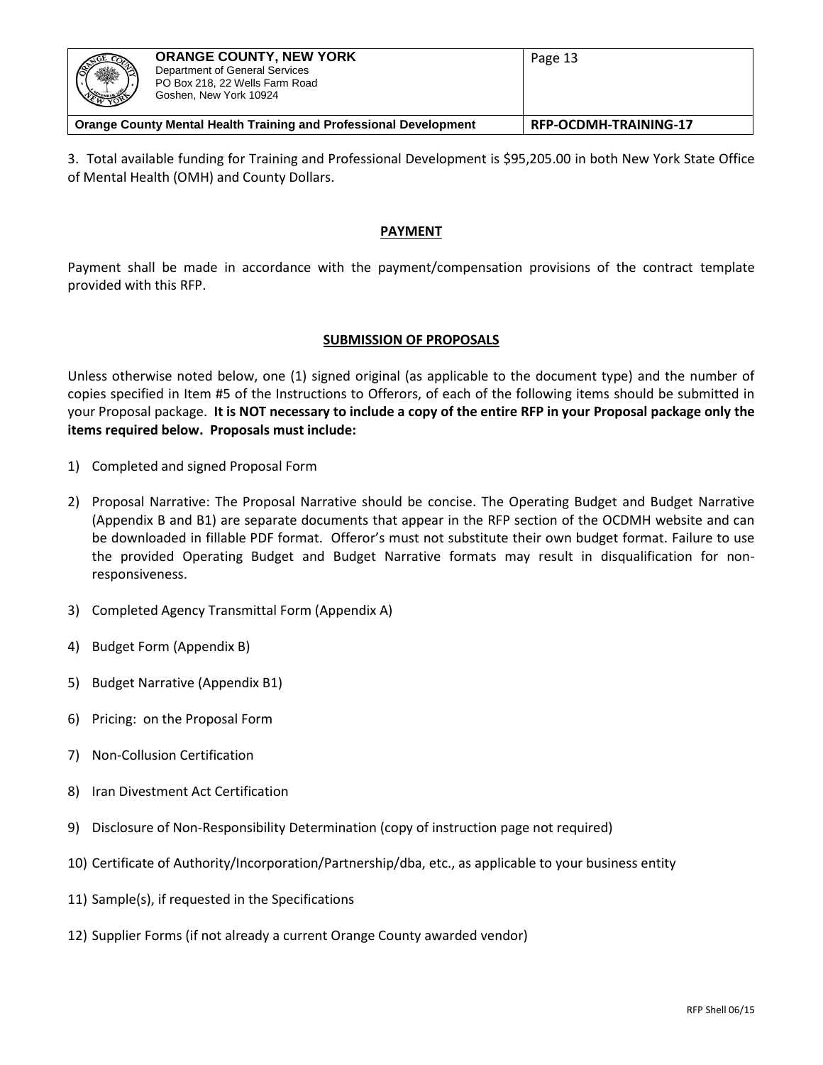3. Total available funding for Training and Professional Development is $95,205.00 in both New York State Office of Mental Health (OMH) and County Dollars.

## PAYMENT

Payment shall be made in accordance with the payment/compensation provisions of the contract template provided with this RFP.

## SUBMISSION OF PROPOSALS

Unless otherwise noted below, one (1) signed original (as applicable to the document type) and the number of copies specified in Item #5 of the Instructions to Offerors, of each of the following items should be submitted in your Proposal package. **It is NOT necessary to include a copy of the entire RFP in your Proposal package only the items required below. Proposals must include:**

1) Completed and signed Proposal Form
2) Proposal Narrative: The Proposal Narrative should be concise. The Operating Budget and Budget Narrative (Appendix B and B1) are separate documents that appear in the RFP section of the OCDMH website and can be downloaded in fillable PDF format. Offeror's must not substitute their own budget format. Failure to use the provided Operating Budget and Budget Narrative formats may result in disqualification for non-responsiveness.
3) Completed Agency Transmittal Form (Appendix A)
4) Budget Form (Appendix B)
5) Budget Narrative (Appendix B1)
6) Pricing: on the Proposal Form
7) Non-Collusion Certification
8) Iran Divestment Act Certification
9) Disclosure of Non-Responsibility Determination (copy of instruction page not required)
10) Certificate of Authority/Incorporation/Partnership/dba, etc., as applicable to your business entity
11) Sample(s), if requested in the Specifications
12) Supplier Forms (if not already a current Orange County awarded vendor)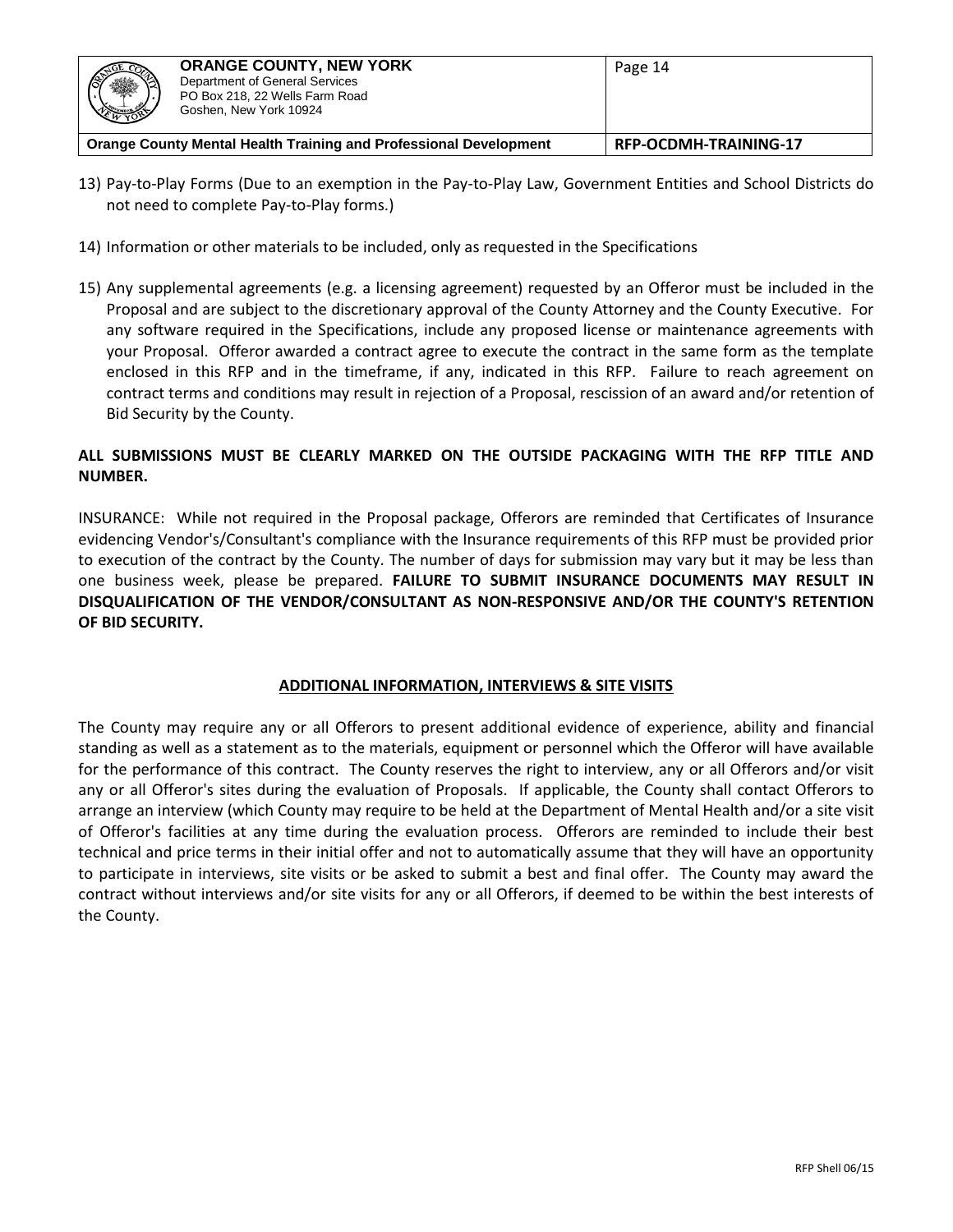13) Pay-to-Play Forms (Due to an exemption in the Pay-to-Play Law, Government Entities and School Districts do not need to complete Pay-to-Play forms.)

14) Information or other materials to be included, only as requested in the Specifications

15) Any supplemental agreements (e.g. a licensing agreement) requested by an Offeror must be included in the Proposal and are subject to the discretionary approval of the County Attorney and the County Executive. For any software required in the Specifications, include any proposed license or maintenance agreements with your Proposal. Offeror awarded a contract agree to execute the contract in the same form as the template enclosed in this RFP and in the timeframe, if any, indicated in this RFP. Failure to reach agreement on contract terms and conditions may result in rejection of a Proposal, rescission of an award and/or retention of Bid Security by the County.

**ALL SUBMISSIONS MUST BE CLEARLY MARKED ON THE OUTSIDE PACKAGING WITH THE RFP TITLE AND NUMBER.**

INSURANCE: While not required in the Proposal package, Offerors are reminded that Certificates of Insurance evidencing Vendor's/Consultant's compliance with the Insurance requirements of this RFP must be provided prior to execution of the contract by the County. The number of days for submission may vary but it may be less than one business week, please be prepared. **FAILURE TO SUBMIT INSURANCE DOCUMENTS MAY RESULT IN DISQUALIFICATION OF THE VENDOR/CONSULTANT AS NON-RESPONSIVE AND/OR THE COUNTY'S RETENTION OF BID SECURITY.**

## ADDITIONAL INFORMATION, INTERVIEWS & SITE VISITS

The County may require any or all Offerors to present additional evidence of experience, ability and financial standing as well as a statement as to the materials, equipment or personnel which the Offeror will have available for the performance of this contract. The County reserves the right to interview, any or all Offerors and/or visit any or all Offeror's sites during the evaluation of Proposals. If applicable, the County shall contact Offerors to arrange an interview (which County may require to be held at the Department of Mental Health and/or a site visit of Offeror's facilities at any time during the evaluation process. Offerors are reminded to include their best technical and price terms in their initial offer and not to automatically assume that they will have an opportunity to participate in interviews, site visits or be asked to submit a best and final offer. The County may award the contract without interviews and/or site visits for any or all Offerors, if deemed to be within the best interests of the County.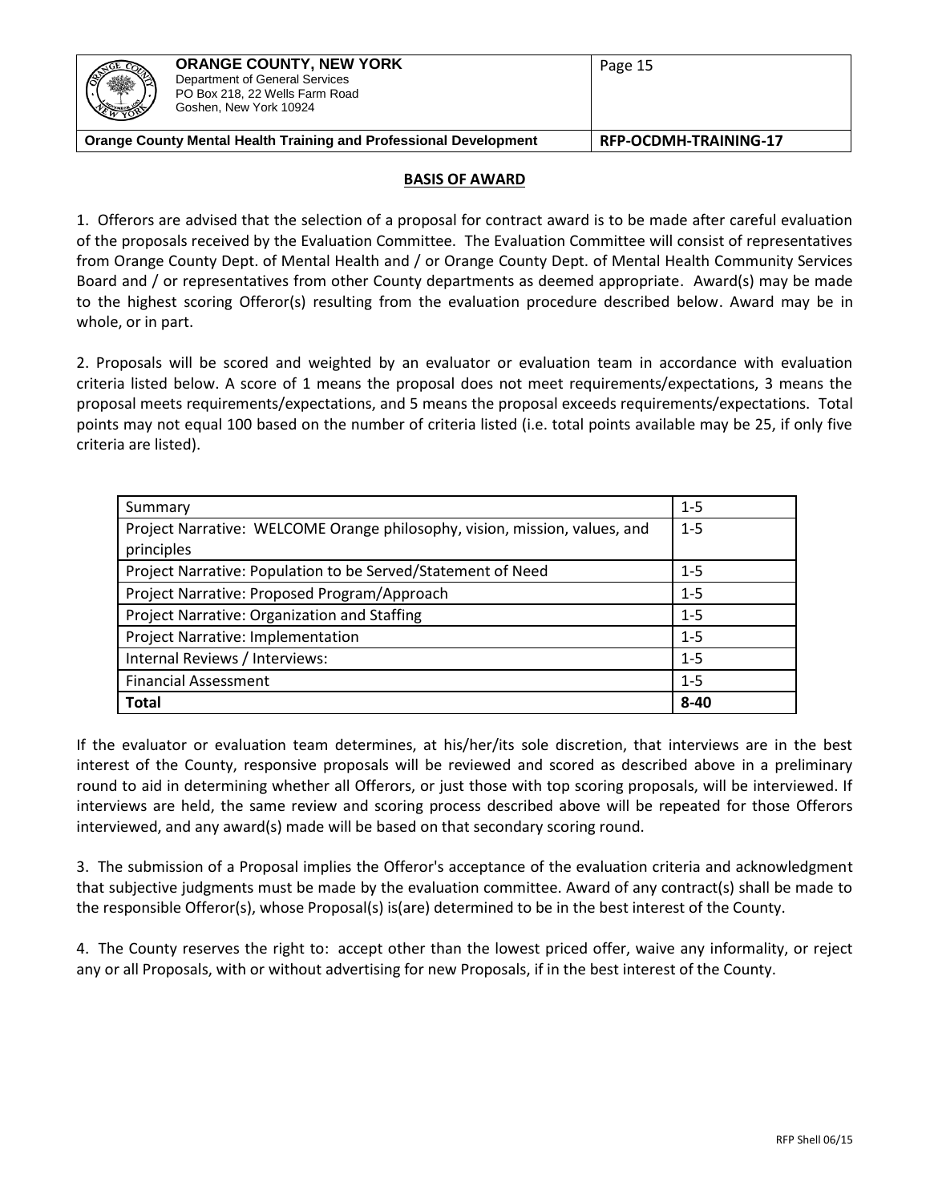## BASIS OF AWARD

1. Offerors are advised that the selection of a proposal for contract award is to be made after careful evaluation of the proposals received by the Evaluation Committee. The Evaluation Committee will consist of representatives from Orange County Dept. of Mental Health and / or Orange County Dept. of Mental Health Community Services Board and / or representatives from other County departments as deemed appropriate. Award(s) may be made to the highest scoring Offeror(s) resulting from the evaluation procedure described below. Award may be in whole, or in part.

2. Proposals will be scored and weighted by an evaluator or evaluation team in accordance with evaluation criteria listed below. A score of 1 means the proposal does not meet requirements/expectations, 3 means the proposal meets requirements/expectations, and 5 means the proposal exceeds requirements/expectations. Total points may not equal 100 based on the number of criteria listed (i.e. total points available may be 25, if only five criteria are listed).

| Criteria | Score |
|---|---|
| Summary | 1-5 |
| Project Narrative: WELCOME Orange philosophy, vision, mission, values, and principles | 1-5 |
| Project Narrative: Population to be Served/Statement of Need | 1-5 |
| Project Narrative: Proposed Program/Approach | 1-5 |
| Project Narrative: Organization and Staffing | 1-5 |
| Project Narrative: Implementation | 1-5 |
| Internal Reviews / Interviews: | 1-5 |
| Financial Assessment | 1-5 |
| **Total** | **8-40** |

If the evaluator or evaluation team determines, at his/her/its sole discretion, that interviews are in the best interest of the County, responsive proposals will be reviewed and scored as described above in a preliminary round to aid in determining whether all Offerors, or just those with top scoring proposals, will be interviewed. If interviews are held, the same review and scoring process described above will be repeated for those Offerors interviewed, and any award(s) made will be based on that secondary scoring round.

3. The submission of a Proposal implies the Offeror's acceptance of the evaluation criteria and acknowledgment that subjective judgments must be made by the evaluation committee. Award of any contract(s) shall be made to the responsible Offeror(s), whose Proposal(s) is(are) determined to be in the best interest of the County.

4. The County reserves the right to: accept other than the lowest priced offer, waive any informality, or reject any or all Proposals, with or without advertising for new Proposals, if in the best interest of the County.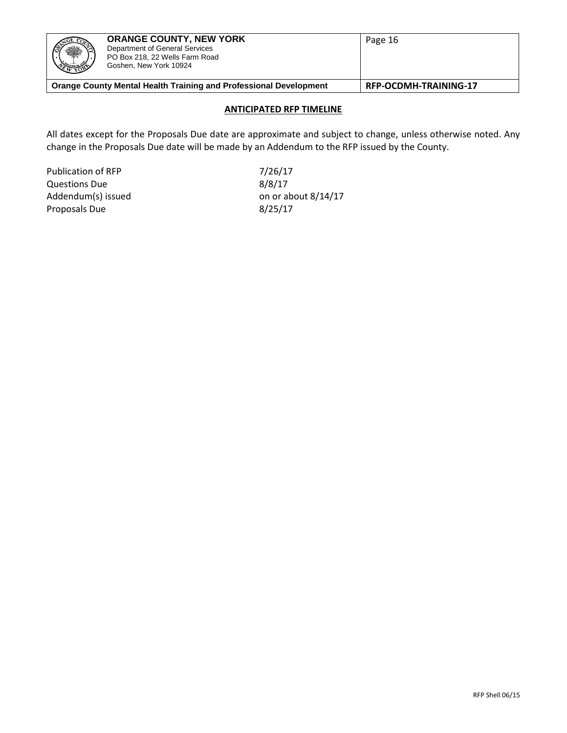## ANTICIPATED RFP TIMELINE

All dates except for the Proposals Due date are approximate and subject to change, unless otherwise noted. Any change in the Proposals Due date will be made by an Addendum to the RFP issued by the County.

| | |
|---|---|
| Publication of RFP | 7/26/17 |
| Questions Due | 8/8/17 |
| Addendum(s) issued | on or about 8/14/17 |
| Proposals Due | 8/25/17 |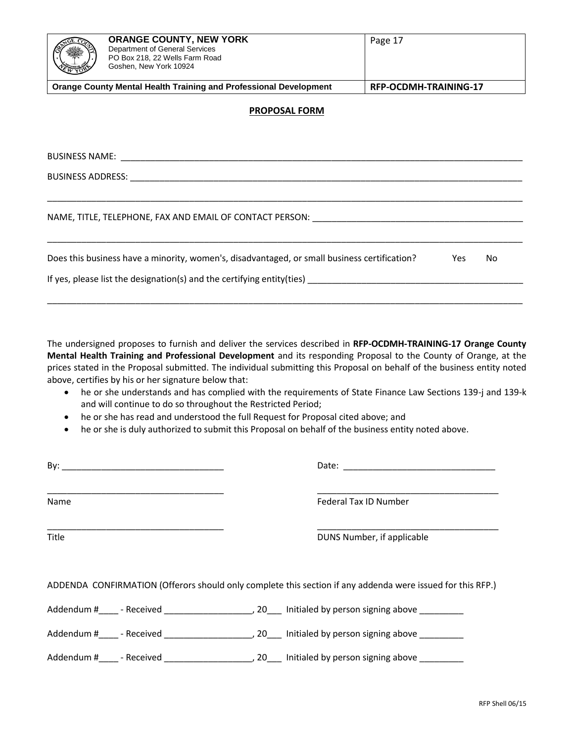## PROPOSAL FORM

BUSINESS NAME: ___________________________________________________________________________

BUSINESS ADDRESS: ________________________________________________________________________

__________________________________________________________________________________________

NAME, TITLE, TELEPHONE, FAX AND EMAIL OF CONTACT PERSON: _____________________________________

__________________________________________________________________________________________

Does this business have a minority, women's, disadvantaged, or small business certification? Yes No

If yes, please list the designation(s) and the certifying entity(ties) __________________________________

__________________________________________________________________________________________

The undersigned proposes to furnish and deliver the services described in **RFP-OCDMH-TRAINING-17 Orange County Mental Health Training and Professional Development** and its responding Proposal to the County of Orange, at the prices stated in the Proposal submitted. The individual submitting this Proposal on behalf of the business entity noted above, certifies by his or her signature below that:

- he or she understands and has complied with the requirements of State Finance Law Sections 139-j and 139-k and will continue to do so throughout the Restricted Period;
- he or she has read and understood the full Request for Proposal cited above; and
- he or she is duly authorized to submit this Proposal on behalf of the business entity noted above.

By: _________________________________ Date: _______________________________

_____________________________________ _____________________________________
Name Federal Tax ID Number

_____________________________________ _____________________________________
Title DUNS Number, if applicable

ADDENDA CONFIRMATION (Offerors should only complete this section if any addenda were issued for this RFP.)

Addendum #____ - Received __________________, 20___ Initialed by person signing above _________

Addendum #____ - Received __________________, 20___ Initialed by person signing above _________

Addendum #____ - Received __________________, 20___ Initialed by person signing above _________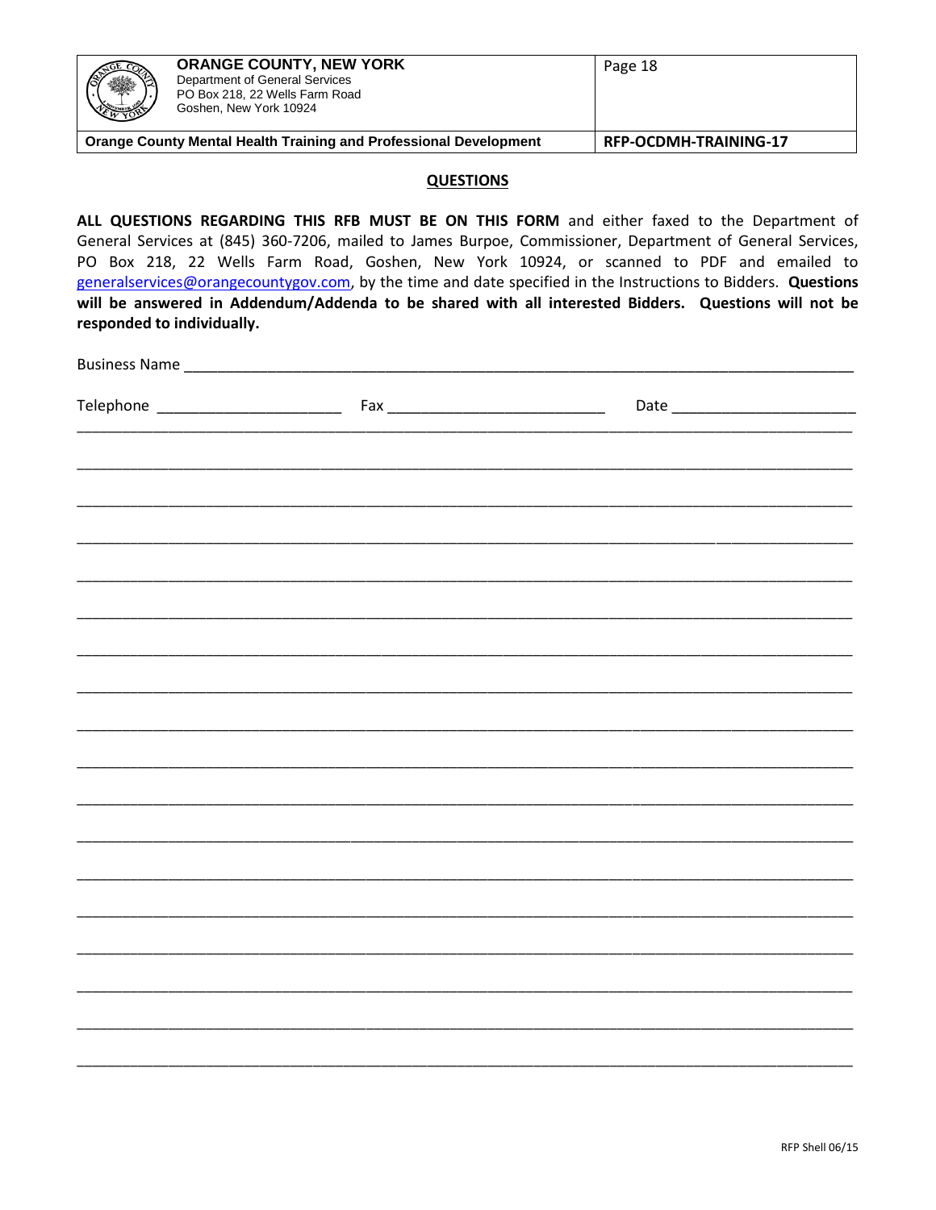| ORANGE COUNTY, NEW YORK<br>Department of General Services<br>PO Box 218, 22 Wells Farm Road<br>Goshen, New York 10924 | Page 18 |
|---|---|
| Orange County Mental Health Training and Professional Development | RFP-OCDMH-TRAINING-17 |

## QUESTIONS

**ALL QUESTIONS REGARDING THIS RFB MUST BE ON THIS FORM** and either faxed to the Department of General Services at (845) 360-7206, mailed to James Burpoe, Commissioner, Department of General Services, PO Box 218, 22 Wells Farm Road, Goshen, New York 10924, or scanned to PDF and emailed to generalservices@orangecountygov.com, by the time and date specified in the Instructions to Bidders. **Questions will be answered in Addendum/Addenda to be shared with all interested Bidders. Questions will not be responded to individually.**

Business Name ___________________________________________________________________________

Telephone _____________________ Fax _________________________ Date _____________________

______________________________________________________________________________________

______________________________________________________________________________________

______________________________________________________________________________________

______________________________________________________________________________________

______________________________________________________________________________________

______________________________________________________________________________________

______________________________________________________________________________________

______________________________________________________________________________________

______________________________________________________________________________________

______________________________________________________________________________________

______________________________________________________________________________________

______________________________________________________________________________________

______________________________________________________________________________________

______________________________________________________________________________________

______________________________________________________________________________________

______________________________________________________________________________________

______________________________________________________________________________________

______________________________________________________________________________________

RFP Shell 06/15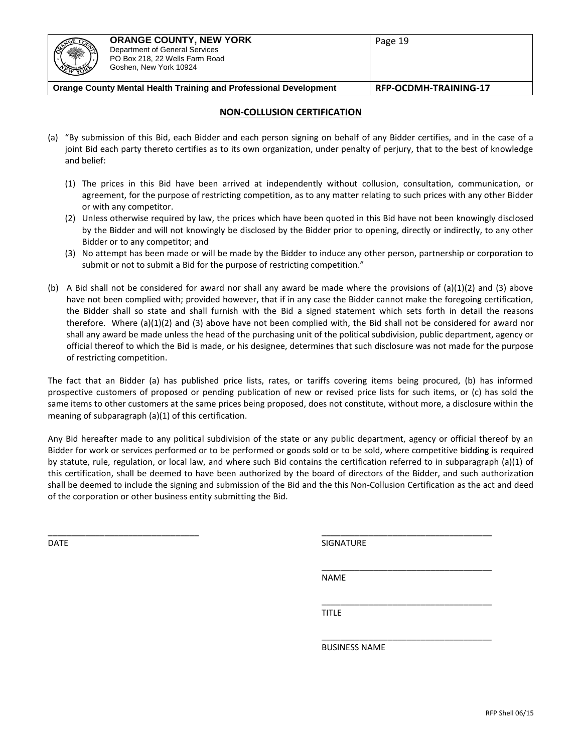## NON-COLLUSION CERTIFICATION

(a) "By submission of this Bid, each Bidder and each person signing on behalf of any Bidder certifies, and in the case of a joint Bid each party thereto certifies as to its own organization, under penalty of perjury, that to the best of knowledge and belief:

(1) The prices in this Bid have been arrived at independently without collusion, consultation, communication, or agreement, for the purpose of restricting competition, as to any matter relating to such prices with any other Bidder or with any competitor.

(2) Unless otherwise required by law, the prices which have been quoted in this Bid have not been knowingly disclosed by the Bidder and will not knowingly be disclosed by the Bidder prior to opening, directly or indirectly, to any other Bidder or to any competitor; and

(3) No attempt has been made or will be made by the Bidder to induce any other person, partnership or corporation to submit or not to submit a Bid for the purpose of restricting competition."

(b) A Bid shall not be considered for award nor shall any award be made where the provisions of (a)(1)(2) and (3) above have not been complied with; provided however, that if in any case the Bidder cannot make the foregoing certification, the Bidder shall so state and shall furnish with the Bid a signed statement which sets forth in detail the reasons therefore. Where (a)(1)(2) and (3) above have not been complied with, the Bid shall not be considered for award nor shall any award be made unless the head of the purchasing unit of the political subdivision, public department, agency or official thereof to which the Bid is made, or his designee, determines that such disclosure was not made for the purpose of restricting competition.

The fact that an Bidder (a) has published price lists, rates, or tariffs covering items being procured, (b) has informed prospective customers of proposed or pending publication of new or revised price lists for such items, or (c) has sold the same items to other customers at the same prices being proposed, does not constitute, without more, a disclosure within the meaning of subparagraph (a)(1) of this certification.

Any Bid hereafter made to any political subdivision of the state or any public department, agency or official thereof by an Bidder for work or services performed or to be performed or goods sold or to be sold, where competitive bidding is required by statute, rule, regulation, or local law, and where such Bid contains the certification referred to in subparagraph (a)(1) of this certification, shall be deemed to have been authorized by the board of directors of the Bidder, and such authorization shall be deemed to include the signing and submission of the Bid and the this Non-Collusion Certification as the act and deed of the corporation or other business entity submitting the Bid.

________________________________
DATE

____________________________________
SIGNATURE

____________________________________
NAME

____________________________________
TITLE

____________________________________
BUSINESS NAME

RFP Shell 06/15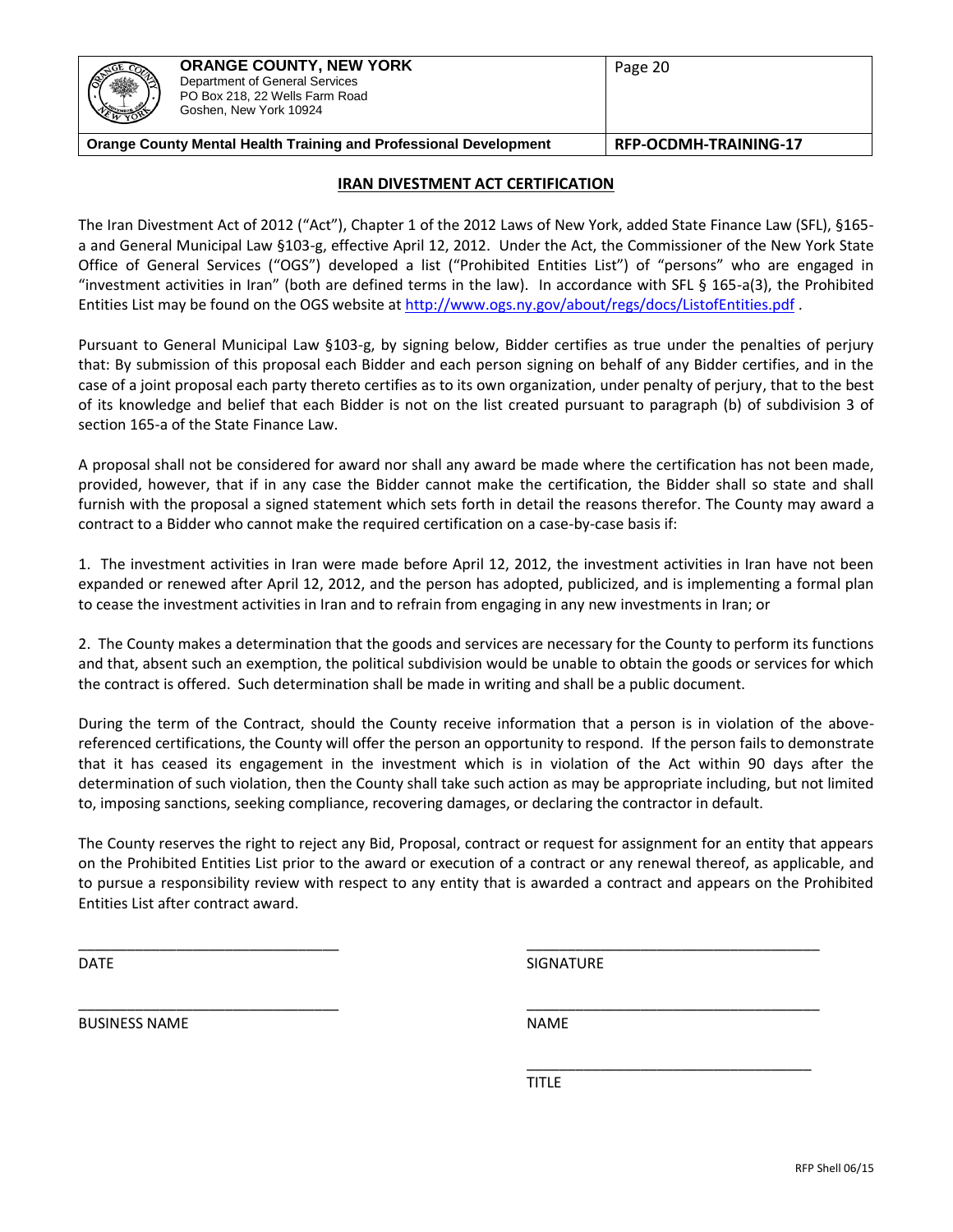## IRAN DIVESTMENT ACT CERTIFICATION

The Iran Divestment Act of 2012 ("Act"), Chapter 1 of the 2012 Laws of New York, added State Finance Law (SFL), §165-a and General Municipal Law §103-g, effective April 12, 2012. Under the Act, the Commissioner of the New York State Office of General Services ("OGS") developed a list ("Prohibited Entities List") of "persons" who are engaged in "investment activities in Iran" (both are defined terms in the law). In accordance with SFL § 165-a(3), the Prohibited Entities List may be found on the OGS website at http://www.ogs.ny.gov/about/regs/docs/ListofEntities.pdf .

Pursuant to General Municipal Law §103-g, by signing below, Bidder certifies as true under the penalties of perjury that: By submission of this proposal each Bidder and each person signing on behalf of any Bidder certifies, and in the case of a joint proposal each party thereto certifies as to its own organization, under penalty of perjury, that to the best of its knowledge and belief that each Bidder is not on the list created pursuant to paragraph (b) of subdivision 3 of section 165-a of the State Finance Law.

A proposal shall not be considered for award nor shall any award be made where the certification has not been made, provided, however, that if in any case the Bidder cannot make the certification, the Bidder shall so state and shall furnish with the proposal a signed statement which sets forth in detail the reasons therefor. The County may award a contract to a Bidder who cannot make the required certification on a case-by-case basis if:

1. The investment activities in Iran were made before April 12, 2012, the investment activities in Iran have not been expanded or renewed after April 12, 2012, and the person has adopted, publicized, and is implementing a formal plan to cease the investment activities in Iran and to refrain from engaging in any new investments in Iran; or

2. The County makes a determination that the goods and services are necessary for the County to perform its functions and that, absent such an exemption, the political subdivision would be unable to obtain the goods or services for which the contract is offered. Such determination shall be made in writing and shall be a public document.

During the term of the Contract, should the County receive information that a person is in violation of the above-referenced certifications, the County will offer the person an opportunity to respond. If the person fails to demonstrate that it has ceased its engagement in the investment which is in violation of the Act within 90 days after the determination of such violation, then the County shall take such action as may be appropriate including, but not limited to, imposing sanctions, seeking compliance, recovering damages, or declaring the contractor in default.

The County reserves the right to reject any Bid, Proposal, contract or request for assignment for an entity that appears on the Prohibited Entities List prior to the award or execution of a contract or any renewal thereof, as applicable, and to pursue a responsibility review with respect to any entity that is awarded a contract and appears on the Prohibited Entities List after contract award.

\_\_\_\_\_\_\_\_\_\_\_\_\_\_\_\_\_\_\_\_\_\_\_\_\_\_\_\_\_\_\_\_ DATE

\_\_\_\_\_\_\_\_\_\_\_\_\_\_\_\_\_\_\_\_\_\_\_\_\_\_\_\_\_\_\_\_ SIGNATURE

\_\_\_\_\_\_\_\_\_\_\_\_\_\_\_\_\_\_\_\_\_\_\_\_\_\_\_\_\_\_\_\_ BUSINESS NAME

\_\_\_\_\_\_\_\_\_\_\_\_\_\_\_\_\_\_\_\_\_\_\_\_\_\_\_\_\_\_\_\_ NAME

\_\_\_\_\_\_\_\_\_\_\_\_\_\_\_\_\_\_\_\_\_\_\_\_\_\_\_\_\_\_\_\_ TITLE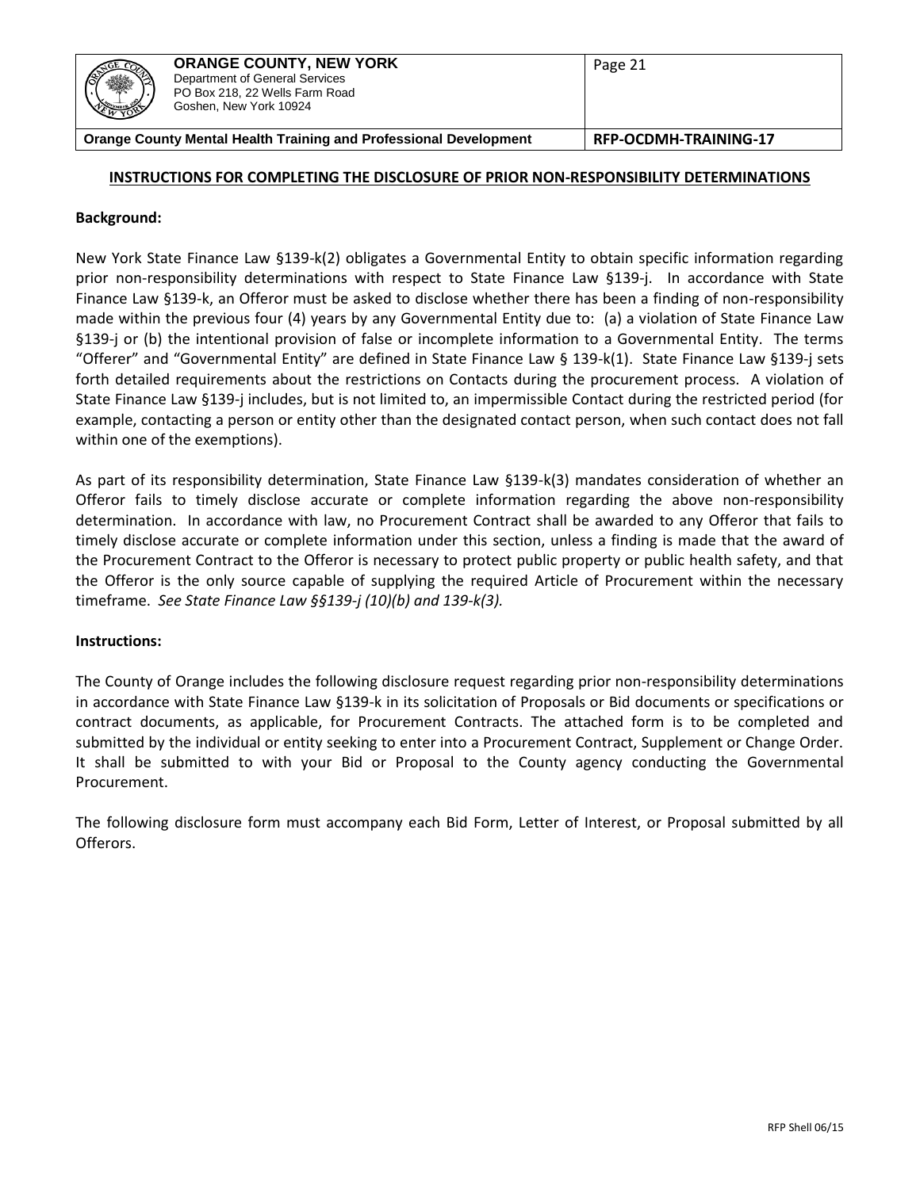## INSTRUCTIONS FOR COMPLETING THE DISCLOSURE OF PRIOR NON-RESPONSIBILITY DETERMINATIONS

**Background:**

New York State Finance Law §139-k(2) obligates a Governmental Entity to obtain specific information regarding prior non-responsibility determinations with respect to State Finance Law §139-j. In accordance with State Finance Law §139-k, an Offeror must be asked to disclose whether there has been a finding of non-responsibility made within the previous four (4) years by any Governmental Entity due to: (a) a violation of State Finance Law §139-j or (b) the intentional provision of false or incomplete information to a Governmental Entity. The terms "Offerer" and "Governmental Entity" are defined in State Finance Law § 139-k(1). State Finance Law §139-j sets forth detailed requirements about the restrictions on Contacts during the procurement process. A violation of State Finance Law §139-j includes, but is not limited to, an impermissible Contact during the restricted period (for example, contacting a person or entity other than the designated contact person, when such contact does not fall within one of the exemptions).

As part of its responsibility determination, State Finance Law §139-k(3) mandates consideration of whether an Offeror fails to timely disclose accurate or complete information regarding the above non-responsibility determination. In accordance with law, no Procurement Contract shall be awarded to any Offeror that fails to timely disclose accurate or complete information under this section, unless a finding is made that the award of the Procurement Contract to the Offeror is necessary to protect public property or public health safety, and that the Offeror is the only source capable of supplying the required Article of Procurement within the necessary timeframe. *See State Finance Law §§139-j (10)(b) and 139-k(3).*

**Instructions:**

The County of Orange includes the following disclosure request regarding prior non-responsibility determinations in accordance with State Finance Law §139-k in its solicitation of Proposals or Bid documents or specifications or contract documents, as applicable, for Procurement Contracts. The attached form is to be completed and submitted by the individual or entity seeking to enter into a Procurement Contract, Supplement or Change Order. It shall be submitted to with your Bid or Proposal to the County agency conducting the Governmental Procurement.

The following disclosure form must accompany each Bid Form, Letter of Interest, or Proposal submitted by all Offerors.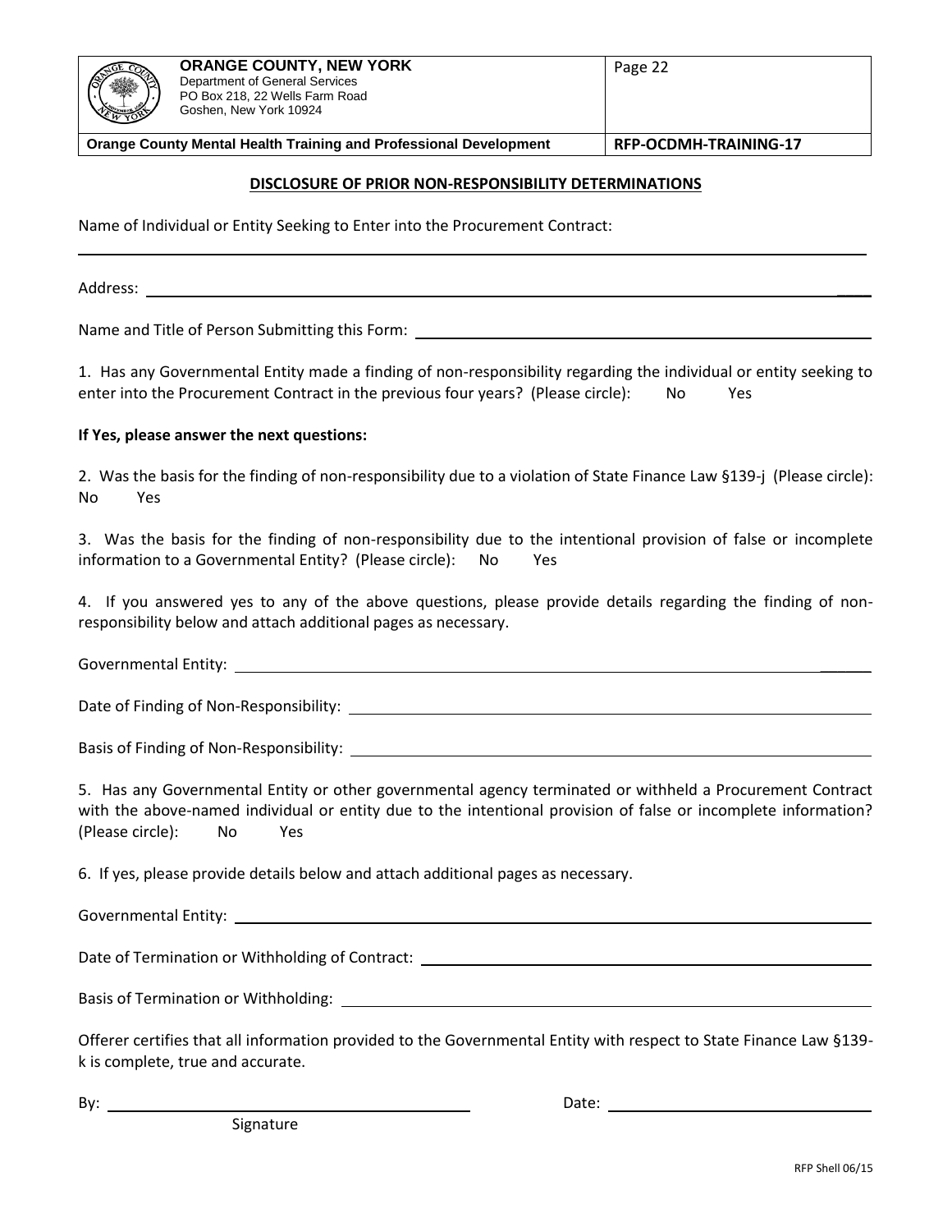| ORANGE COUNTY, NEW YORK<br>Department of General Services<br>PO Box 218, 22 Wells Farm Road<br>Goshen, New York 10924 | Page 22 |
| --- | --- |
| **Orange County Mental Health Training and Professional Development** | **RFP-OCDMH-TRAINING-17** |

## DISCLOSURE OF PRIOR NON-RESPONSIBILITY DETERMINATIONS

Name of Individual or Entity Seeking to Enter into the Procurement Contract:

______________________________________________________________________________

Address: ______________________________________________________________________

Name and Title of Person Submitting this Form: ______________________________________

1. Has any Governmental Entity made a finding of non-responsibility regarding the individual or entity seeking to enter into the Procurement Contract in the previous four years? (Please circle): No Yes

**If Yes, please answer the next questions:**

2. Was the basis for the finding of non-responsibility due to a violation of State Finance Law §139-j (Please circle): No Yes

3. Was the basis for the finding of non-responsibility due to the intentional provision of false or incomplete information to a Governmental Entity? (Please circle): No Yes

4. If you answered yes to any of the above questions, please provide details regarding the finding of non-responsibility below and attach additional pages as necessary.

Governmental Entity: ___________________________________________________________

Date of Finding of Non-Responsibility: ____________________________________________

Basis of Finding of Non-Responsibility: ___________________________________________

5. Has any Governmental Entity or other governmental agency terminated or withheld a Procurement Contract with the above-named individual or entity due to the intentional provision of false or incomplete information? (Please circle): No Yes

6. If yes, please provide details below and attach additional pages as necessary.

Governmental Entity: ___________________________________________________________

Date of Termination or Withholding of Contract: ____________________________________

Basis of Termination or Withholding: _____________________________________________

Offerer certifies that all information provided to the Governmental Entity with respect to State Finance Law §139-k is complete, true and accurate.

By: ______________________________ Date: ______________________
Signature

RFP Shell 06/15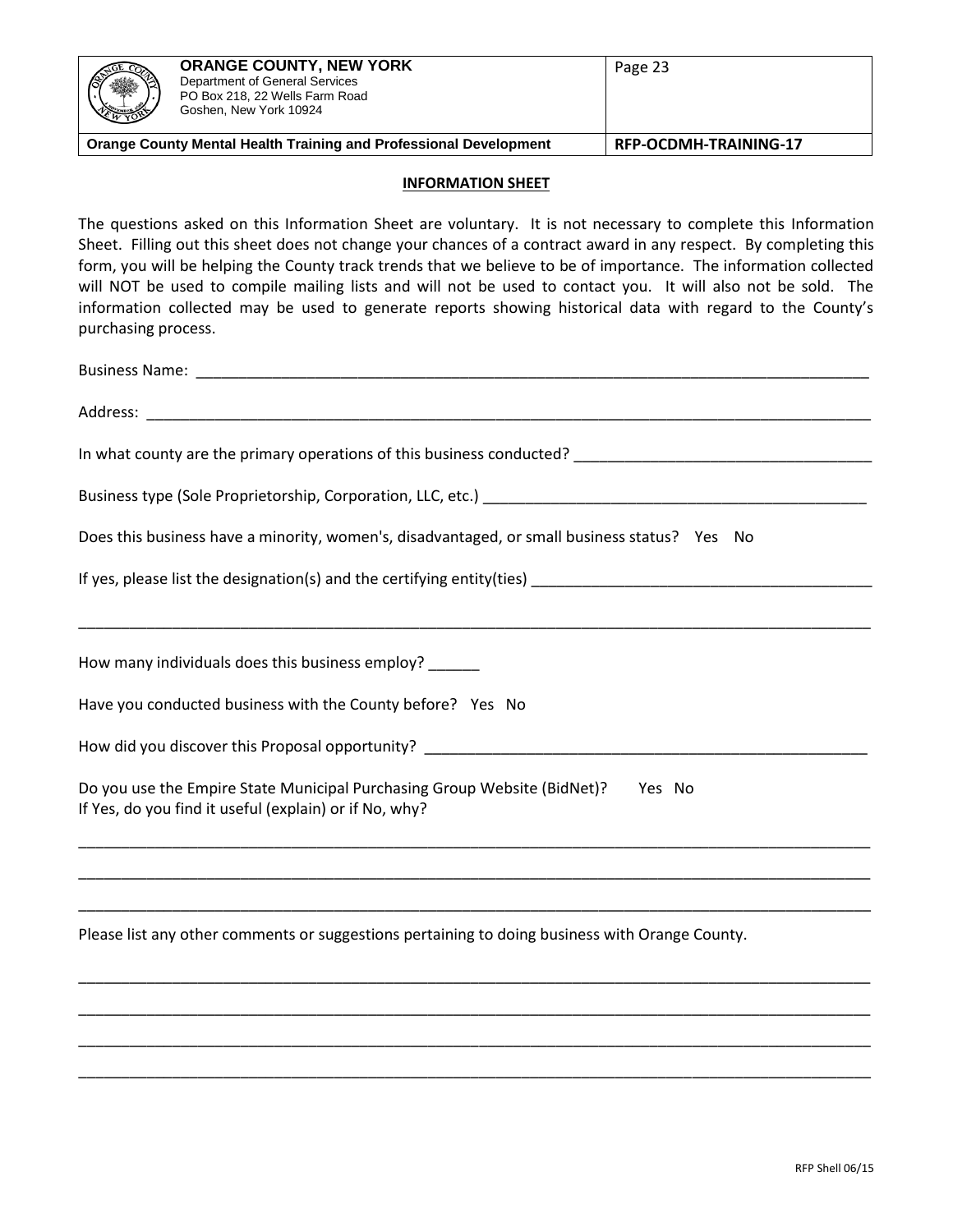## INFORMATION SHEET

The questions asked on this Information Sheet are voluntary. It is not necessary to complete this Information Sheet. Filling out this sheet does not change your chances of a contract award in any respect. By completing this form, you will be helping the County track trends that we believe to be of importance. The information collected will NOT be used to compile mailing lists and will not be used to contact you. It will also not be sold. The information collected may be used to generate reports showing historical data with regard to the County's purchasing process.

Business Name: ___________________________________________________________________________

Address: ________________________________________________________________________________

In what county are the primary operations of this business conducted? ___________________________________

Business type (Sole Proprietorship, Corporation, LLC, etc.) _____________________________________________

Does this business have a minority, women's, disadvantaged, or small business status? Yes No

If yes, please list the designation(s) and the certifying entity(ties) ________________________________________

_________________________________________________________________________________________

How many individuals does this business employ? ______

Have you conducted business with the County before? Yes No

How did you discover this Proposal opportunity? ____________________________________________________

Do you use the Empire State Municipal Purchasing Group Website (BidNet)? Yes No
If Yes, do you find it useful (explain) or if No, why?

_________________________________________________________________________________________

_________________________________________________________________________________________

_________________________________________________________________________________________

Please list any other comments or suggestions pertaining to doing business with Orange County.

_________________________________________________________________________________________

_________________________________________________________________________________________

_________________________________________________________________________________________

_________________________________________________________________________________________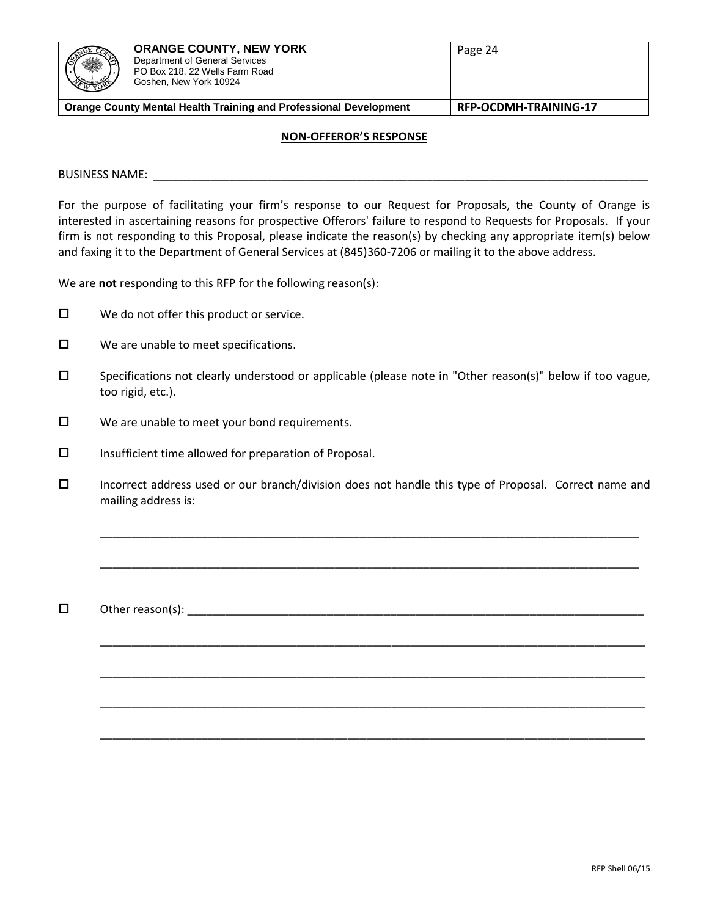## NON-OFFEROR'S RESPONSE

BUSINESS NAME: ________________________________________________________________________________

For the purpose of facilitating your firm's response to our Request for Proposals, the County of Orange is interested in ascertaining reasons for prospective Offerors' failure to respond to Requests for Proposals. If your firm is not responding to this Proposal, please indicate the reason(s) by checking any appropriate item(s) below and faxing it to the Department of General Services at (845)360-7206 or mailing it to the above address.

We are **not** responding to this RFP for the following reason(s):

- ☐ We do not offer this product or service.
- ☐ We are unable to meet specifications.
- ☐ Specifications not clearly understood or applicable (please note in "Other reason(s)" below if too vague, too rigid, etc.).
- ☐ We are unable to meet your bond requirements.
- ☐ Insufficient time allowed for preparation of Proposal.
- ☐ Incorrect address used or our branch/division does not handle this type of Proposal. Correct name and mailing address is:

  ________________________________________________________________________________

  ________________________________________________________________________________

- ☐ Other reason(s): ____________________________________________________________

  ________________________________________________________________________________

  ________________________________________________________________________________

  ________________________________________________________________________________

  ________________________________________________________________________________